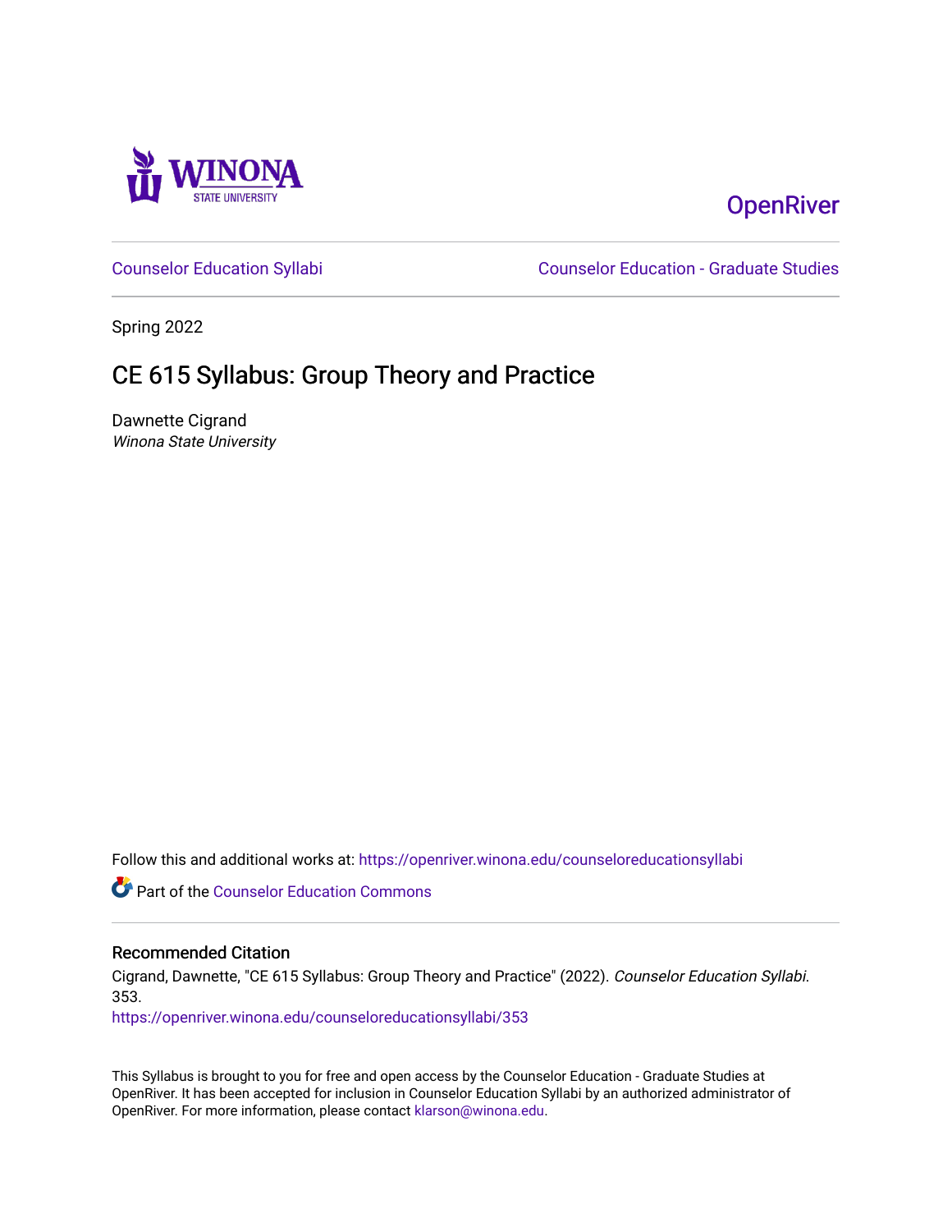WINONA STATE UNIVERSITY

OpenRiver

Counselor Education Syllabi

Counselor Education - Graduate Studies

Spring 2022

# CE 615 Syllabus: Group Theory and Practice

Dawnette Cigrand

*Winona State University*

Follow this and additional works at: https://openriver.winona.edu/counseloreducationsyllabi

Part of the Counselor Education Commons

## Recommended Citation

Cigrand, Dawnette, "CE 615 Syllabus: Group Theory and Practice" (2022). *Counselor Education Syllabi*. 353.

https://openriver.winona.edu/counseloreducationsyllabi/353

This Syllabus is brought to you for free and open access by the Counselor Education - Graduate Studies at OpenRiver. It has been accepted for inclusion in Counselor Education Syllabi by an authorized administrator of OpenRiver. For more information, please contact klarson@winona.edu.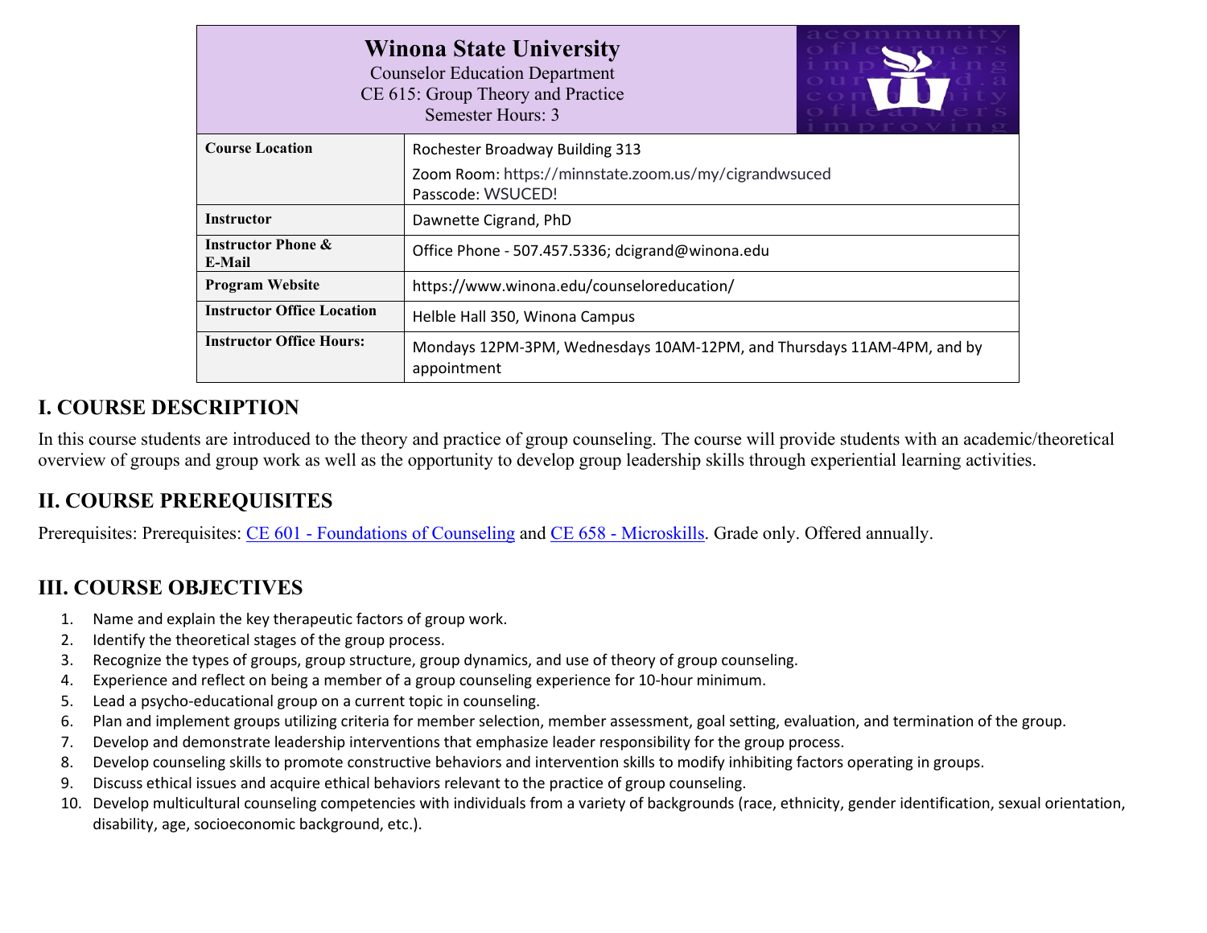| **Winona State University**<br>Counselor Education Department<br>CE 615: Group Theory and Practice<br>Semester Hours: 3 | |
|---|---|
| **Course Location** | Rochester Broadway Building 313<br>Zoom Room: https://minnstate.zoom.us/my/cigrandwsuced<br>Passcode: WSUCED! |
| **Instructor** | Dawnette Cigrand, PhD |
| **Instructor Phone & E-Mail** | Office Phone - 507.457.5336; dcigrand@winona.edu |
| **Program Website** | https://www.winona.edu/counseloreducation/ |
| **Instructor Office Location** | Helble Hall 350, Winona Campus |
| **Instructor Office Hours:** | Mondays 12PM-3PM, Wednesdays 10AM-12PM, and Thursdays 11AM-4PM, and by appointment |

## I. COURSE DESCRIPTION

In this course students are introduced to the theory and practice of group counseling. The course will provide students with an academic/theoretical overview of groups and group work as well as the opportunity to develop group leadership skills through experiential learning activities.

## II. COURSE PREREQUISITES

Prerequisites: Prerequisites: CE 601 - Foundations of Counseling and CE 658 - Microskills. Grade only. Offered annually.

## III. COURSE OBJECTIVES

1. Name and explain the key therapeutic factors of group work.
2. Identify the theoretical stages of the group process.
3. Recognize the types of groups, group structure, group dynamics, and use of theory of group counseling.
4. Experience and reflect on being a member of a group counseling experience for 10-hour minimum.
5. Lead a psycho-educational group on a current topic in counseling.
6. Plan and implement groups utilizing criteria for member selection, member assessment, goal setting, evaluation, and termination of the group.
7. Develop and demonstrate leadership interventions that emphasize leader responsibility for the group process.
8. Develop counseling skills to promote constructive behaviors and intervention skills to modify inhibiting factors operating in groups.
9. Discuss ethical issues and acquire ethical behaviors relevant to the practice of group counseling.
10. Develop multicultural counseling competencies with individuals from a variety of backgrounds (race, ethnicity, gender identification, sexual orientation, disability, age, socioeconomic background, etc.).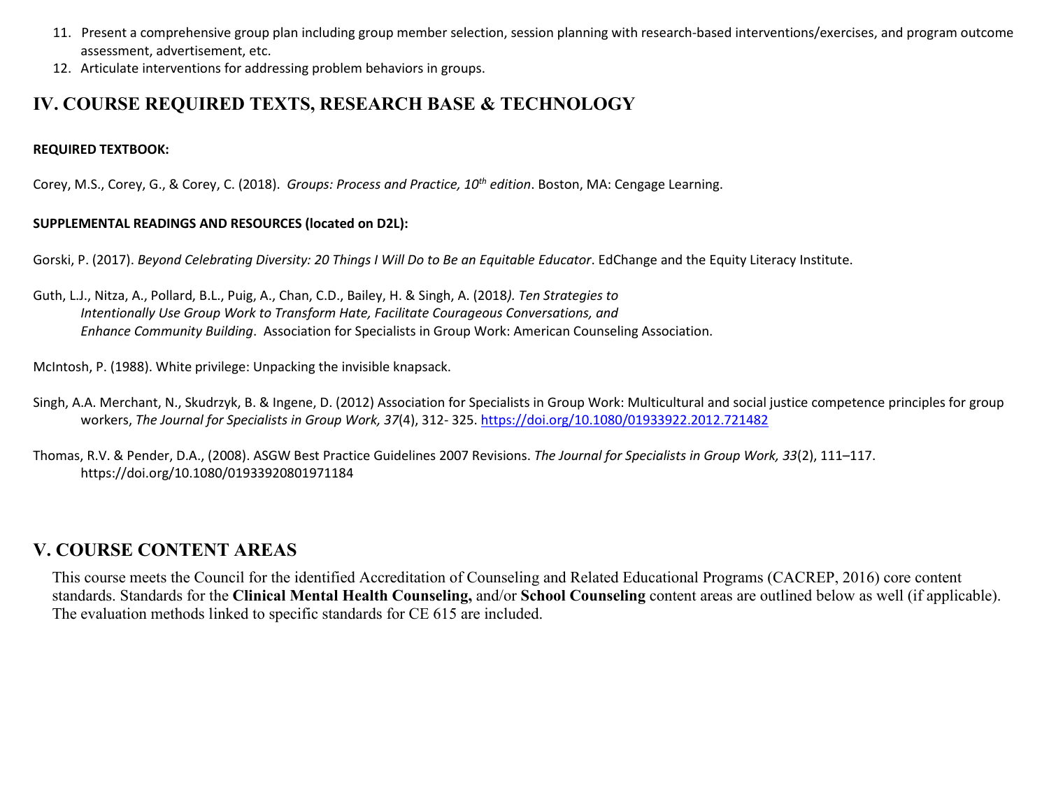11. Present a comprehensive group plan including group member selection, session planning with research-based interventions/exercises, and program outcome assessment, advertisement, etc.
12. Articulate interventions for addressing problem behaviors in groups.

## IV. COURSE REQUIRED TEXTS, RESEARCH BASE & TECHNOLOGY

**REQUIRED TEXTBOOK:**

Corey, M.S., Corey, G., & Corey, C. (2018). *Groups: Process and Practice, 10th edition*. Boston, MA: Cengage Learning.

**SUPPLEMENTAL READINGS AND RESOURCES (located on D2L):**

Gorski, P. (2017). *Beyond Celebrating Diversity: 20 Things I Will Do to Be an Equitable Educator*. EdChange and the Equity Literacy Institute.

Guth, L.J., Nitza, A., Pollard, B.L., Puig, A., Chan, C.D., Bailey, H. & Singh, A. (2018*). Ten Strategies to Intentionally Use Group Work to Transform Hate, Facilitate Courageous Conversations, and Enhance Community Building*. Association for Specialists in Group Work: American Counseling Association.

McIntosh, P. (1988). White privilege: Unpacking the invisible knapsack.

Singh, A.A. Merchant, N., Skudrzyk, B. & Ingene, D. (2012) Association for Specialists in Group Work: Multicultural and social justice competence principles for group workers, *The Journal for Specialists in Group Work, 37*(4), 312- 325. https://doi.org/10.1080/01933922.2012.721482

Thomas, R.V. & Pender, D.A., (2008). ASGW Best Practice Guidelines 2007 Revisions. *The Journal for Specialists in Group Work, 33*(2), 111–117. https://doi.org/10.1080/01933920801971184

## V. COURSE CONTENT AREAS

This course meets the Council for the identified Accreditation of Counseling and Related Educational Programs (CACREP, 2016) core content standards. Standards for the **Clinical Mental Health Counseling,** and/or **School Counseling** content areas are outlined below as well (if applicable). The evaluation methods linked to specific standards for CE 615 are included.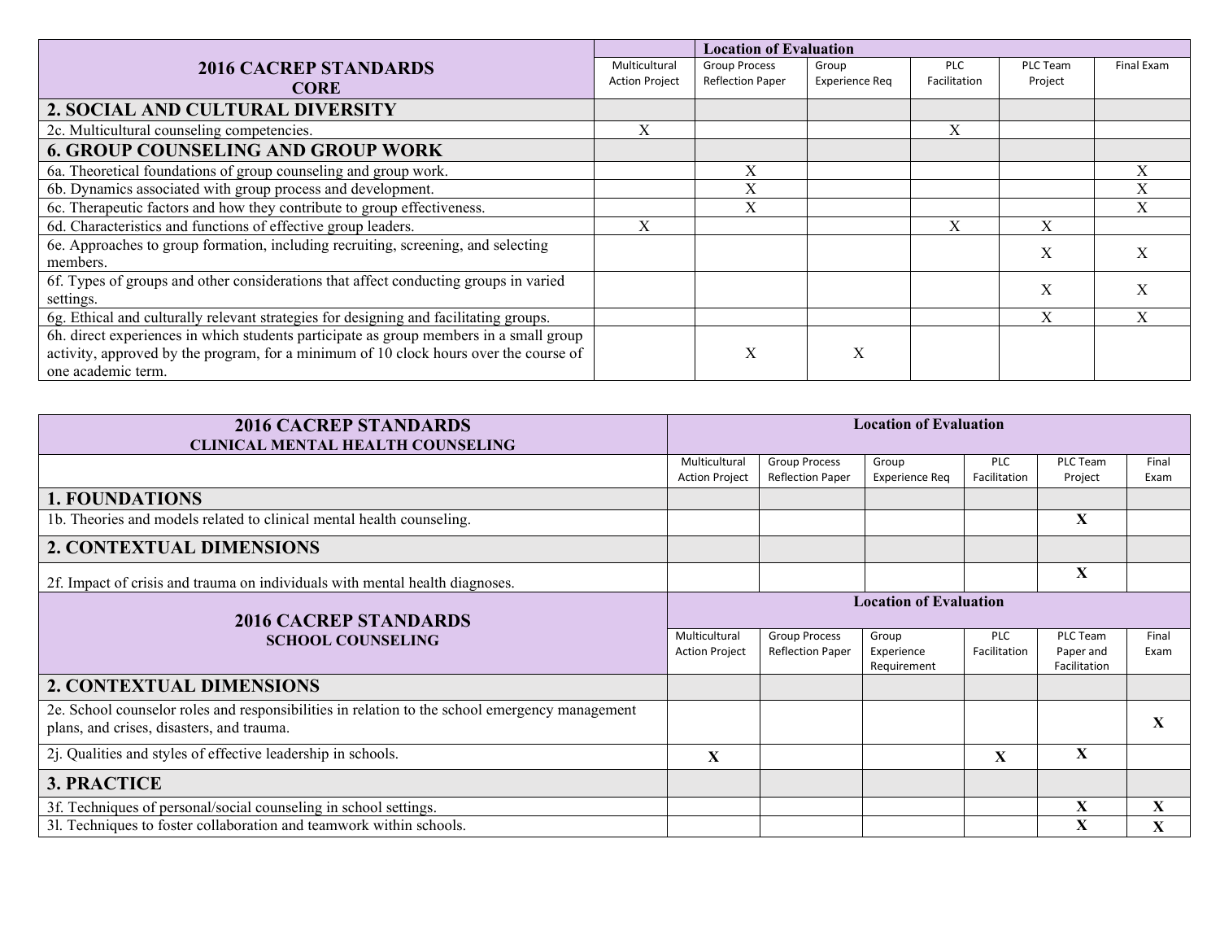| 2016 CACREP STANDARDS CORE | Location of Evaluation | | | | | |
|---|---|---|---|---|---|---|
| | Multicultural Action Project | Group Process Reflection Paper | Group Experience Req | PLC Facilitation | PLC Team Project | Final Exam |
| **2. SOCIAL AND CULTURAL DIVERSITY** | | | | | | |
| 2c. Multicultural counseling competencies. | X | | | X | | |
| **6. GROUP COUNSELING AND GROUP WORK** | | | | | | |
| 6a. Theoretical foundations of group counseling and group work. | | X | | | | X |
| 6b. Dynamics associated with group process and development. | | X | | | | X |
| 6c. Therapeutic factors and how they contribute to group effectiveness. | | X | | | | X |
| 6d. Characteristics and functions of effective group leaders. | X | | | X | X | |
| 6e. Approaches to group formation, including recruiting, screening, and selecting members. | | | | | X | X |
| 6f. Types of groups and other considerations that affect conducting groups in varied settings. | | | | | X | X |
| 6g. Ethical and culturally relevant strategies for designing and facilitating groups. | | | | | X | X |
| 6h. direct experiences in which students participate as group members in a small group activity, approved by the program, for a minimum of 10 clock hours over the course of one academic term. | | X | X | | | |

| 2016 CACREP STANDARDS CLINICAL MENTAL HEALTH COUNSELING | Location of Evaluation | | | | | |
|---|---|---|---|---|---|---|
| | Multicultural Action Project | Group Process Reflection Paper | Group Experience Req | PLC Facilitation | PLC Team Project | Final Exam |
| **1. FOUNDATIONS** | | | | | | |
| 1b. Theories and models related to clinical mental health counseling. | | | | | **X** | |
| **2. CONTEXTUAL DIMENSIONS** | | | | | | |
| 2f. Impact of crisis and trauma on individuals with mental health diagnoses. | | | | | **X** | |

| 2016 CACREP STANDARDS SCHOOL COUNSELING | Location of Evaluation | | | | | |
|---|---|---|---|---|---|---|
| | Multicultural Action Project | Group Process Reflection Paper | Group Experience Requirement | PLC Facilitation | PLC Team Paper and Facilitation | Final Exam |
| **2. CONTEXTUAL DIMENSIONS** | | | | | | |
| 2e. School counselor roles and responsibilities in relation to the school emergency management plans, and crises, disasters, and trauma. | | | | | | **X** |
| 2j. Qualities and styles of effective leadership in schools. | **X** | | | **X** | **X** | |
| **3. PRACTICE** | | | | | | |
| 3f. Techniques of personal/social counseling in school settings. | | | | | **X** | **X** |
| 3l. Techniques to foster collaboration and teamwork within schools. | | | | | **X** | **X** |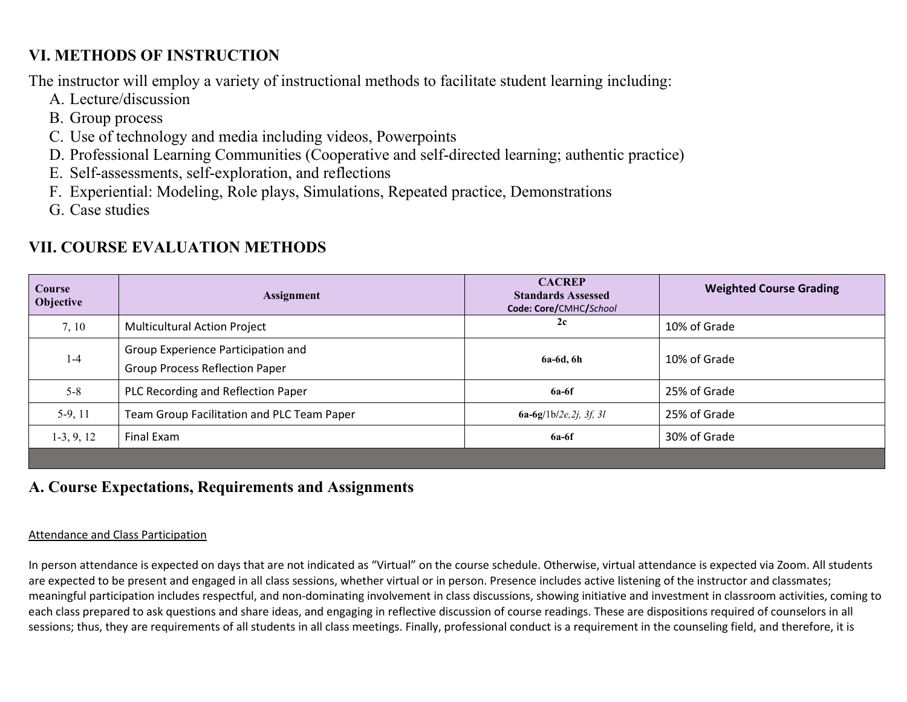## VI. METHODS OF INSTRUCTION

The instructor will employ a variety of instructional methods to facilitate student learning including:

A. Lecture/discussion
B. Group process
C. Use of technology and media including videos, Powerpoints
D. Professional Learning Communities (Cooperative and self-directed learning; authentic practice)
E. Self-assessments, self-exploration, and reflections
F. Experiential: Modeling, Role plays, Simulations, Repeated practice, Demonstrations
G. Case studies

## VII. COURSE EVALUATION METHODS

| Course Objective | Assignment | CACREP Standards Assessed Code: **Core/**CMHC**/***School* | Weighted Course Grading |
|---|---|---|---|
| 7, 10 | Multicultural Action Project | **2c** | 10% of Grade |
| 1-4 | Group Experience Participation and Group Process Reflection Paper | **6a-6d, 6h** | 10% of Grade |
| 5-8 | PLC Recording and Reflection Paper | **6a-6f** | 25% of Grade |
| 5-9, 11 | Team Group Facilitation and PLC Team Paper | **6a-6g**/1b/*2e,2j, 3f, 3l* | 25% of Grade |
| 1-3, 9, 12 | Final Exam | **6a-6f** | 30% of Grade |

## A. Course Expectations, Requirements and Assignments

Attendance and Class Participation

In person attendance is expected on days that are not indicated as "Virtual" on the course schedule. Otherwise, virtual attendance is expected via Zoom. All students are expected to be present and engaged in all class sessions, whether virtual or in person. Presence includes active listening of the instructor and classmates; meaningful participation includes respectful, and non-dominating involvement in class discussions, showing initiative and investment in classroom activities, coming to each class prepared to ask questions and share ideas, and engaging in reflective discussion of course readings. These are dispositions required of counselors in all sessions; thus, they are requirements of all students in all class meetings. Finally, professional conduct is a requirement in the counseling field, and therefore, it is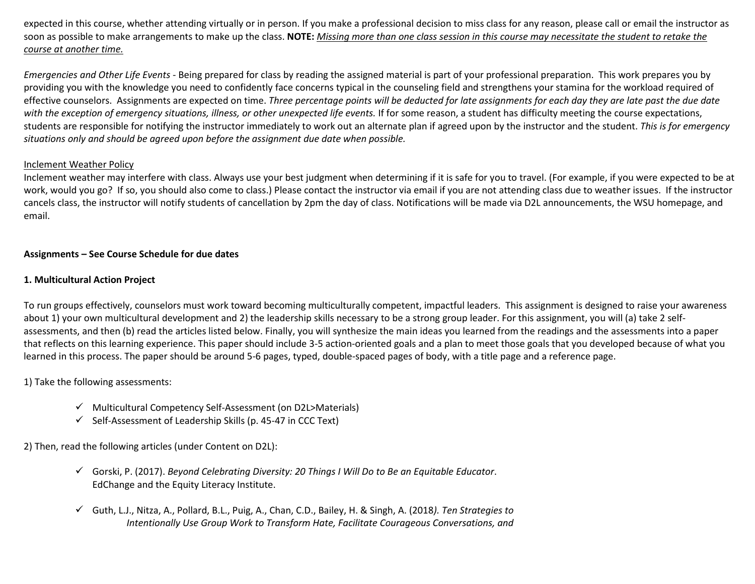expected in this course, whether attending virtually or in person. If you make a professional decision to miss class for any reason, please call or email the instructor as soon as possible to make arrangements to make up the class. **NOTE:** *Missing more than one class session in this course may necessitate the student to retake the course at another time.*

*Emergencies and Other Life Events* - Being prepared for class by reading the assigned material is part of your professional preparation. This work prepares you by providing you with the knowledge you need to confidently face concerns typical in the counseling field and strengthens your stamina for the workload required of effective counselors. Assignments are expected on time. *Three percentage points will be deducted for late assignments for each day they are late past the due date with the exception of emergency situations, illness, or other unexpected life events.* If for some reason, a student has difficulty meeting the course expectations, students are responsible for notifying the instructor immediately to work out an alternate plan if agreed upon by the instructor and the student. *This is for emergency situations only and should be agreed upon before the assignment due date when possible.*

Inclement Weather Policy

Inclement weather may interfere with class. Always use your best judgment when determining if it is safe for you to travel. (For example, if you were expected to be at work, would you go? If so, you should also come to class.) Please contact the instructor via email if you are not attending class due to weather issues. If the instructor cancels class, the instructor will notify students of cancellation by 2pm the day of class. Notifications will be made via D2L announcements, the WSU homepage, and email.

**Assignments – See Course Schedule for due dates**

**1. Multicultural Action Project**

To run groups effectively, counselors must work toward becoming multiculturally competent, impactful leaders. This assignment is designed to raise your awareness about 1) your own multicultural development and 2) the leadership skills necessary to be a strong group leader. For this assignment, you will (a) take 2 self-assessments, and then (b) read the articles listed below. Finally, you will synthesize the main ideas you learned from the readings and the assessments into a paper that reflects on this learning experience. This paper should include 3-5 action-oriented goals and a plan to meet those goals that you developed because of what you learned in this process. The paper should be around 5-6 pages, typed, double-spaced pages of body, with a title page and a reference page.

1) Take the following assessments:

- ✓ Multicultural Competency Self-Assessment (on D2L>Materials)
- ✓ Self-Assessment of Leadership Skills (p. 45-47 in CCC Text)

2) Then, read the following articles (under Content on D2L):

- ✓ Gorski, P. (2017). *Beyond Celebrating Diversity: 20 Things I Will Do to Be an Equitable Educator*. EdChange and the Equity Literacy Institute.
- ✓ Guth, L.J., Nitza, A., Pollard, B.L., Puig, A., Chan, C.D., Bailey, H. & Singh, A. (2018*). Ten Strategies to Intentionally Use Group Work to Transform Hate, Facilitate Courageous Conversations, and*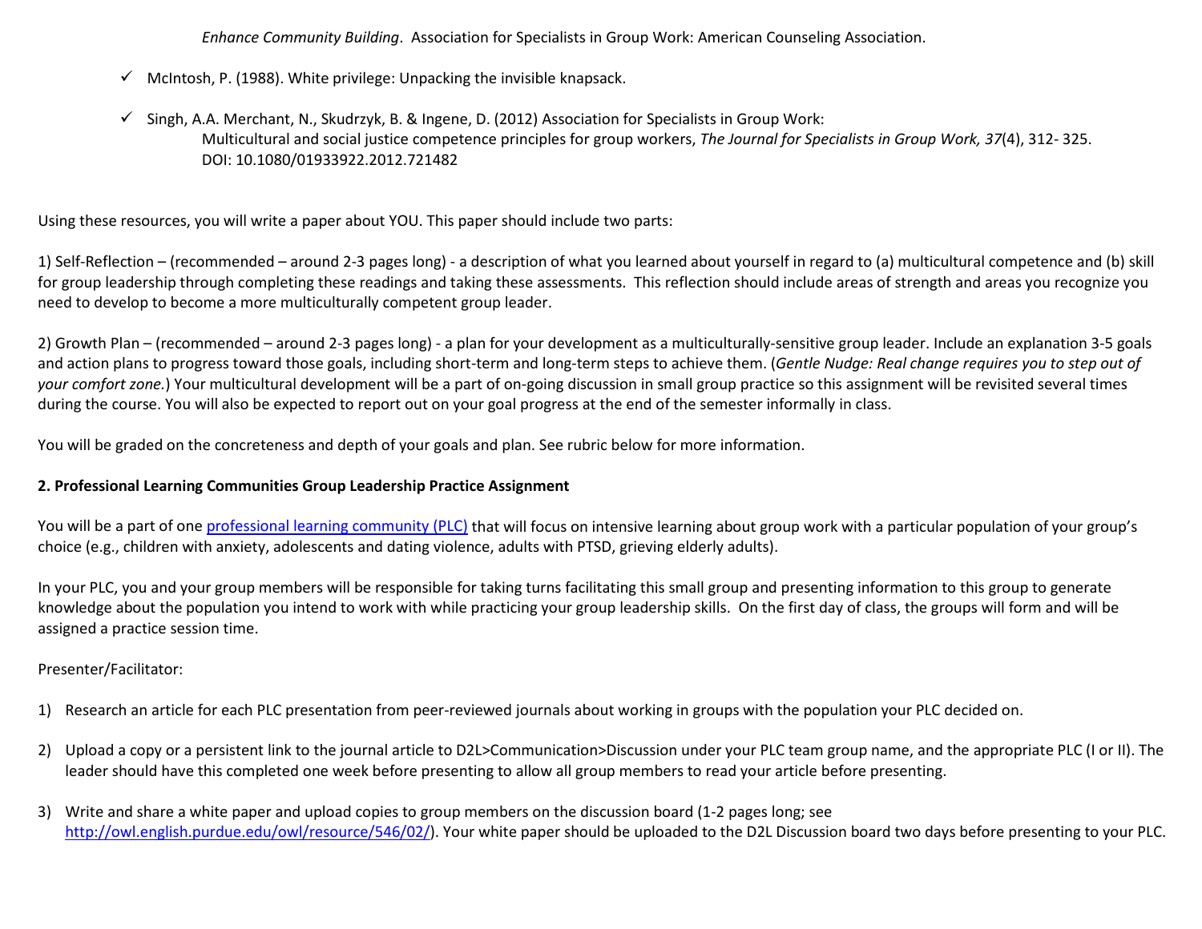*Enhance Community Building*. Association for Specialists in Group Work: American Counseling Association.

- ✓ McIntosh, P. (1988). White privilege: Unpacking the invisible knapsack.

- ✓ Singh, A.A. Merchant, N., Skudrzyk, B. & Ingene, D. (2012) Association for Specialists in Group Work: Multicultural and social justice competence principles for group workers, *The Journal for Specialists in Group Work, 37*(4), 312- 325. DOI: 10.1080/01933922.2012.721482

Using these resources, you will write a paper about YOU. This paper should include two parts:

1) Self-Reflection – (recommended – around 2-3 pages long) - a description of what you learned about yourself in regard to (a) multicultural competence and (b) skill for group leadership through completing these readings and taking these assessments. This reflection should include areas of strength and areas you recognize you need to develop to become a more multiculturally competent group leader.

2) Growth Plan – (recommended – around 2-3 pages long) - a plan for your development as a multiculturally-sensitive group leader. Include an explanation 3-5 goals and action plans to progress toward those goals, including short-term and long-term steps to achieve them. (*Gentle Nudge: Real change requires you to step out of your comfort zone.*) Your multicultural development will be a part of on-going discussion in small group practice so this assignment will be revisited several times during the course. You will also be expected to report out on your goal progress at the end of the semester informally in class.

You will be graded on the concreteness and depth of your goals and plan. See rubric below for more information.

**2. Professional Learning Communities Group Leadership Practice Assignment**

You will be a part of one professional learning community (PLC) that will focus on intensive learning about group work with a particular population of your group's choice (e.g., children with anxiety, adolescents and dating violence, adults with PTSD, grieving elderly adults).

In your PLC, you and your group members will be responsible for taking turns facilitating this small group and presenting information to this group to generate knowledge about the population you intend to work with while practicing your group leadership skills. On the first day of class, the groups will form and will be assigned a practice session time.

Presenter/Facilitator:

1) Research an article for each PLC presentation from peer-reviewed journals about working in groups with the population your PLC decided on.

2) Upload a copy or a persistent link to the journal article to D2L>Communication>Discussion under your PLC team group name, and the appropriate PLC (I or II). The leader should have this completed one week before presenting to allow all group members to read your article before presenting.

3) Write and share a white paper and upload copies to group members on the discussion board (1-2 pages long; see http://owl.english.purdue.edu/owl/resource/546/02/). Your white paper should be uploaded to the D2L Discussion board two days before presenting to your PLC.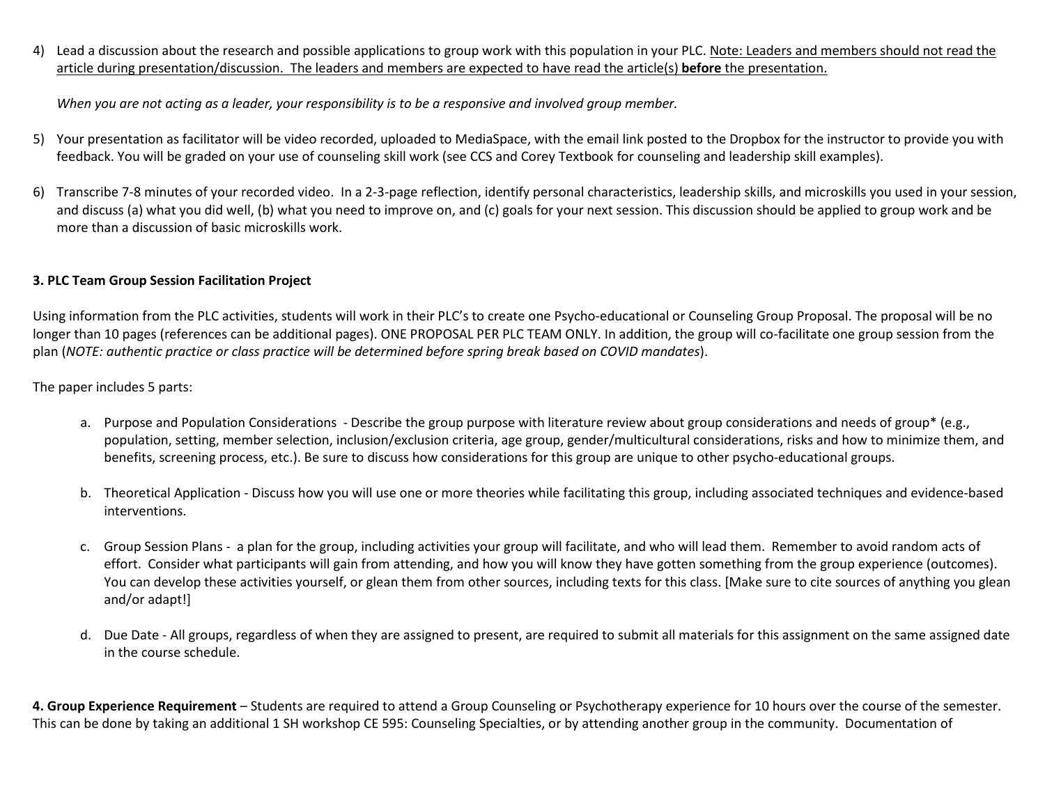4) Lead a discussion about the research and possible applications to group work with this population in your PLC. <u>Note: Leaders and members should not read the article during presentation/discussion. The leaders and members are expected to have read the article(s) **before** the presentation.</u>

   *When you are not acting as a leader, your responsibility is to be a responsive and involved group member.*

5) Your presentation as facilitator will be video recorded, uploaded to MediaSpace, with the email link posted to the Dropbox for the instructor to provide you with feedback. You will be graded on your use of counseling skill work (see CCS and Corey Textbook for counseling and leadership skill examples).

6) Transcribe 7-8 minutes of your recorded video. In a 2-3-page reflection, identify personal characteristics, leadership skills, and microskills you used in your session, and discuss (a) what you did well, (b) what you need to improve on, and (c) goals for your next session. This discussion should be applied to group work and be more than a discussion of basic microskills work.

**3. PLC Team Group Session Facilitation Project**

Using information from the PLC activities, students will work in their PLC's to create one Psycho-educational or Counseling Group Proposal. The proposal will be no longer than 10 pages (references can be additional pages). ONE PROPOSAL PER PLC TEAM ONLY. In addition, the group will co-facilitate one group session from the plan (*NOTE: authentic practice or class practice will be determined before spring break based on COVID mandates*).

The paper includes 5 parts:

a. Purpose and Population Considerations - Describe the group purpose with literature review about group considerations and needs of group* (e.g., population, setting, member selection, inclusion/exclusion criteria, age group, gender/multicultural considerations, risks and how to minimize them, and benefits, screening process, etc.). Be sure to discuss how considerations for this group are unique to other psycho-educational groups.

b. Theoretical Application - Discuss how you will use one or more theories while facilitating this group, including associated techniques and evidence-based interventions.

c. Group Session Plans - a plan for the group, including activities your group will facilitate, and who will lead them. Remember to avoid random acts of effort. Consider what participants will gain from attending, and how you will know they have gotten something from the group experience (outcomes). You can develop these activities yourself, or glean them from other sources, including texts for this class. [Make sure to cite sources of anything you glean and/or adapt!]

d. Due Date - All groups, regardless of when they are assigned to present, are required to submit all materials for this assignment on the same assigned date in the course schedule.

**4. Group Experience Requirement** – Students are required to attend a Group Counseling or Psychotherapy experience for 10 hours over the course of the semester. This can be done by taking an additional 1 SH workshop CE 595: Counseling Specialties, or by attending another group in the community. Documentation of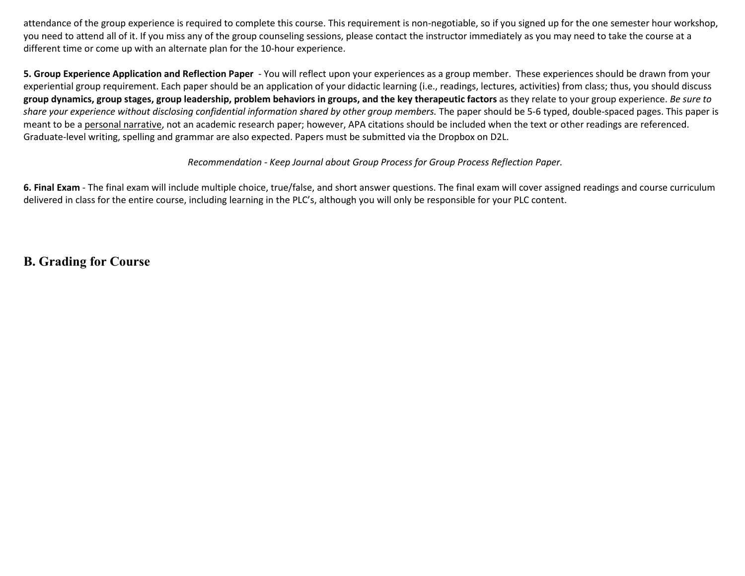attendance of the group experience is required to complete this course. This requirement is non-negotiable, so if you signed up for the one semester hour workshop, you need to attend all of it. If you miss any of the group counseling sessions, please contact the instructor immediately as you may need to take the course at a different time or come up with an alternate plan for the 10-hour experience.

**5. Group Experience Application and Reflection Paper** - You will reflect upon your experiences as a group member. These experiences should be drawn from your experiential group requirement. Each paper should be an application of your didactic learning (i.e., readings, lectures, activities) from class; thus, you should discuss **group dynamics, group stages, group leadership, problem behaviors in groups, and the key therapeutic factors** as they relate to your group experience. *Be sure to share your experience without disclosing confidential information shared by other group members.* The paper should be 5-6 typed, double-spaced pages. This paper is meant to be a personal narrative, not an academic research paper; however, APA citations should be included when the text or other readings are referenced. Graduate-level writing, spelling and grammar are also expected. Papers must be submitted via the Dropbox on D2L.

*Recommendation - Keep Journal about Group Process for Group Process Reflection Paper.*

**6. Final Exam** - The final exam will include multiple choice, true/false, and short answer questions. The final exam will cover assigned readings and course curriculum delivered in class for the entire course, including learning in the PLC's, although you will only be responsible for your PLC content.

## B. Grading for Course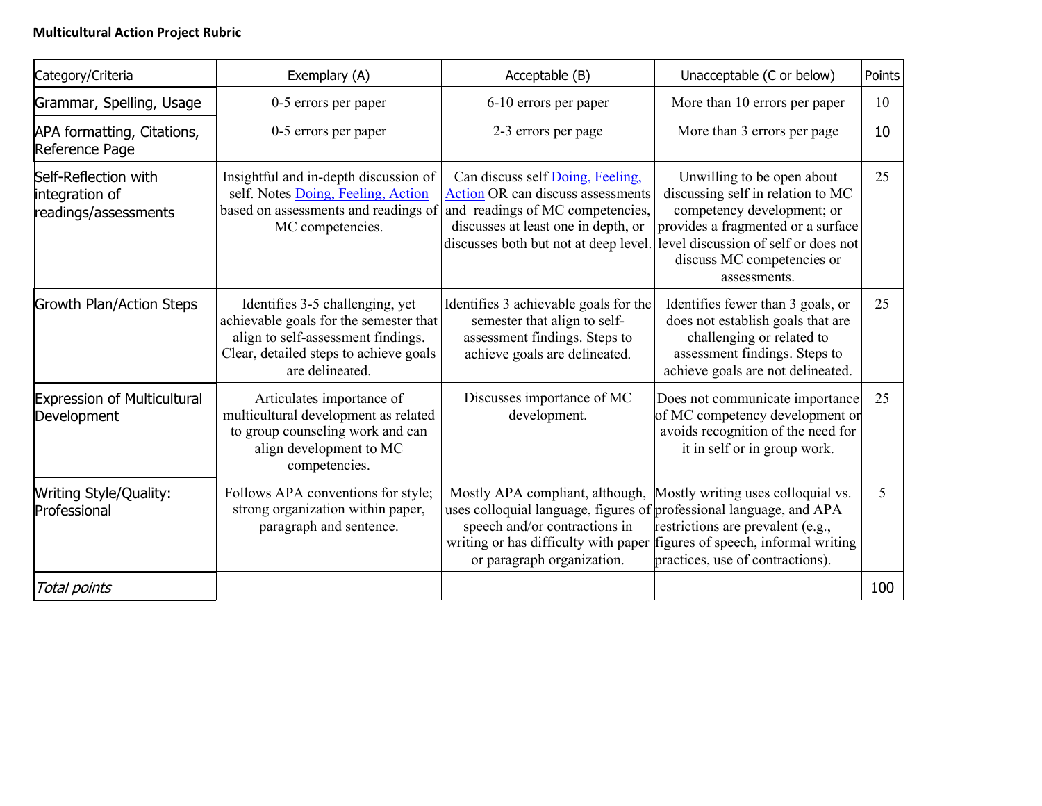**Multicultural Action Project Rubric**

| Category/Criteria | Exemplary (A) | Acceptable (B) | Unacceptable (C or below) | Points |
|---|---|---|---|---|
| Grammar, Spelling, Usage | 0-5 errors per paper | 6-10 errors per paper | More than 10 errors per paper | 10 |
| APA formatting, Citations, Reference Page | 0-5 errors per paper | 2-3 errors per page | More than 3 errors per page | 10 |
| Self-Reflection with integration of readings/assessments | Insightful and in-depth discussion of self. Notes Doing, Feeling, Action based on assessments and readings of MC competencies. | Can discuss self Doing, Feeling, Action OR can discuss assessments and readings of MC competencies, discusses at least one in depth, or discusses both but not at deep level. | Unwilling to be open about discussing self in relation to MC competency development; or provides a fragmented or a surface level discussion of self or does not discuss MC competencies or assessments. | 25 |
| Growth Plan/Action Steps | Identifies 3-5 challenging, yet achievable goals for the semester that align to self-assessment findings. Clear, detailed steps to achieve goals are delineated. | Identifies 3 achievable goals for the semester that align to self-assessment findings. Steps to achieve goals are delineated. | Identifies fewer than 3 goals, or does not establish goals that are challenging or related to assessment findings. Steps to achieve goals are not delineated. | 25 |
| Expression of Multicultural Development | Articulates importance of multicultural development as related to group counseling work and can align development to MC competencies. | Discusses importance of MC development. | Does not communicate importance of MC competency development or avoids recognition of the need for it in self or in group work. | 25 |
| Writing Style/Quality: Professional | Follows APA conventions for style; strong organization within paper, paragraph and sentence. | Mostly APA compliant, although, uses colloquial language, figures of speech and/or contractions in writing or has difficulty with paper or paragraph organization. | Mostly writing uses colloquial vs. professional language, and APA restrictions are prevalent (e.g., figures of speech, informal writing practices, use of contractions). | 5 |
| *Total points* | | | | 100 |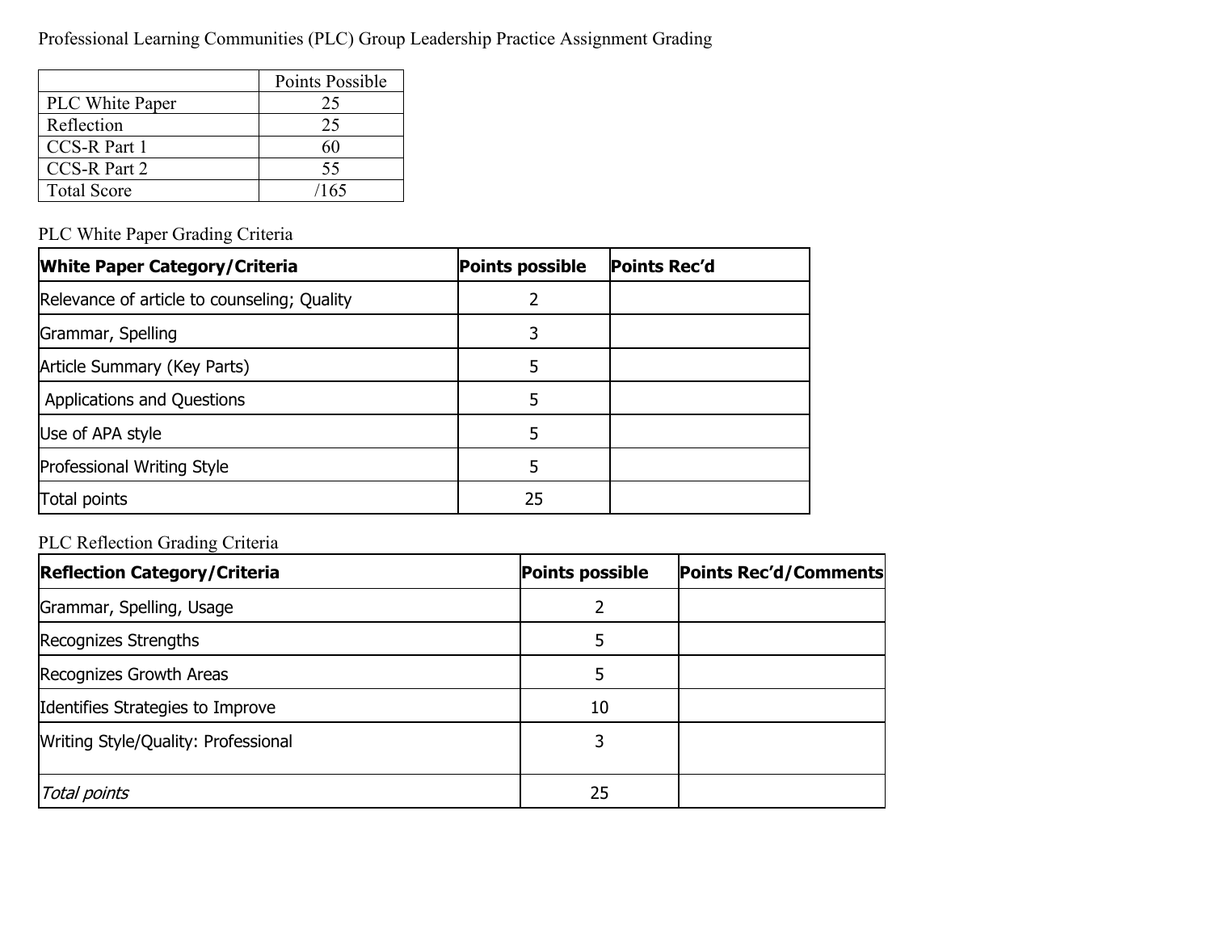Professional Learning Communities (PLC) Group Leadership Practice Assignment Grading

| | Points Possible |
|---|---|
| PLC White Paper | 25 |
| Reflection | 25 |
| CCS-R Part 1 | 60 |
| CCS-R Part 2 | 55 |
| Total Score | /165 |

PLC White Paper Grading Criteria

| **White Paper Category/Criteria** | **Points possible** | **Points Rec'd** |
|---|---|---|
| Relevance of article to counseling; Quality | 2 | |
| Grammar, Spelling | 3 | |
| Article Summary (Key Parts) | 5 | |
| Applications and Questions | 5 | |
| Use of APA style | 5 | |
| Professional Writing Style | 5 | |
| Total points | 25 | |

PLC Reflection Grading Criteria

| **Reflection Category/Criteria** | **Points possible** | **Points Rec'd/Comments** |
|---|---|---|
| Grammar, Spelling, Usage | 2 | |
| Recognizes Strengths | 5 | |
| Recognizes Growth Areas | 5 | |
| Identifies Strategies to Improve | 10 | |
| Writing Style/Quality: Professional | 3 | |
| *Total points* | 25 | |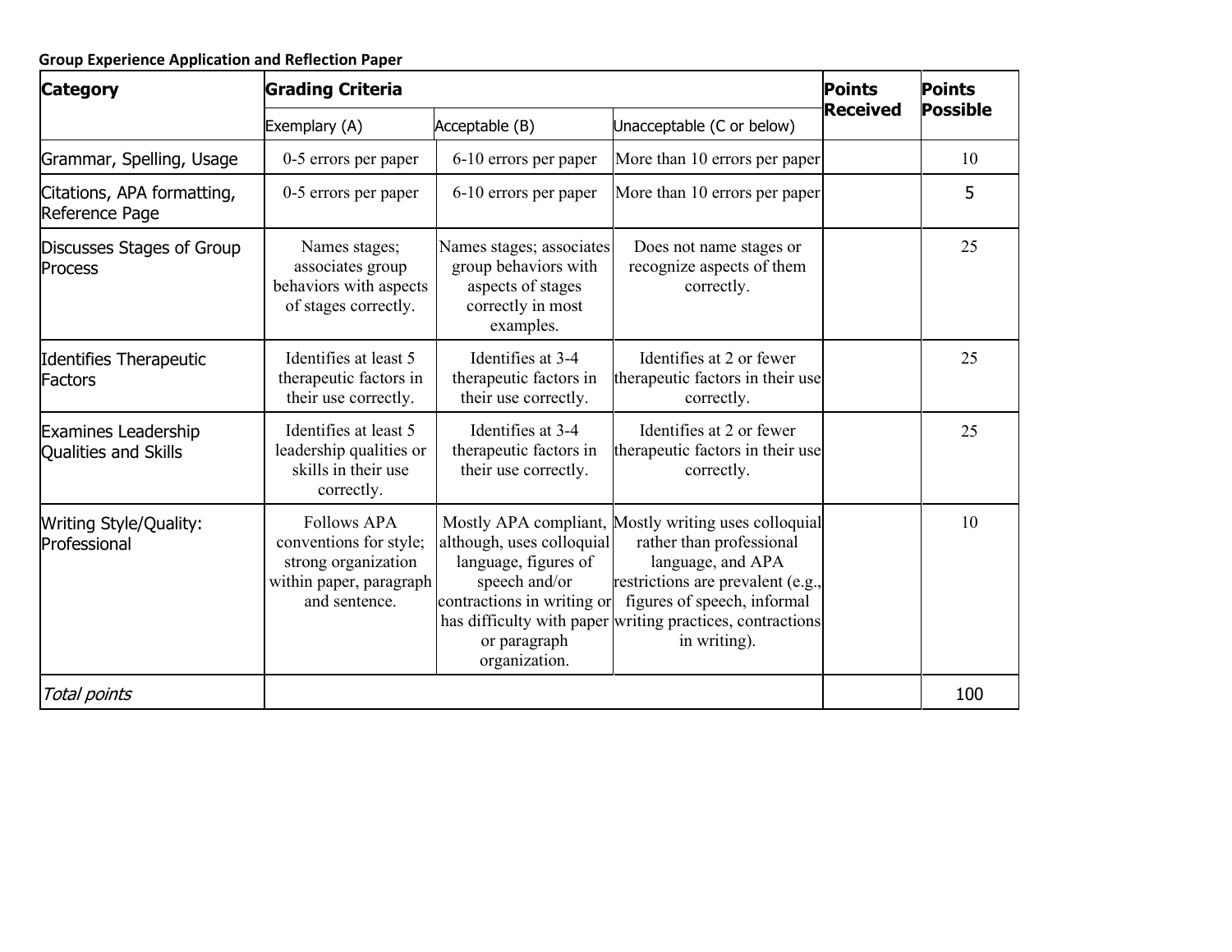**Group Experience Application and Reflection Paper**

| Category | Grading Criteria | | | Points Received | Points Possible |
|---|---|---|---|---|---|
| | Exemplary (A) | Acceptable (B) | Unacceptable (C or below) | | |
| Grammar, Spelling, Usage | 0-5 errors per paper | 6-10 errors per paper | More than 10 errors per paper | | 10 |
| Citations, APA formatting, Reference Page | 0-5 errors per paper | 6-10 errors per paper | More than 10 errors per paper | | 5 |
| Discusses Stages of Group Process | Names stages; associates group behaviors with aspects of stages correctly. | Names stages; associates group behaviors with aspects of stages correctly in most examples. | Does not name stages or recognize aspects of them correctly. | | 25 |
| Identifies Therapeutic Factors | Identifies at least 5 therapeutic factors in their use correctly. | Identifies at 3-4 therapeutic factors in their use correctly. | Identifies at 2 or fewer therapeutic factors in their use correctly. | | 25 |
| Examines Leadership Qualities and Skills | Identifies at least 5 leadership qualities or skills in their use correctly. | Identifies at 3-4 therapeutic factors in their use correctly. | Identifies at 2 or fewer therapeutic factors in their use correctly. | | 25 |
| Writing Style/Quality: Professional | Follows APA conventions for style; strong organization within paper, paragraph and sentence. | Mostly APA compliant, although, uses colloquial language, figures of speech and/or contractions in writing or has difficulty with paper or paragraph organization. | Mostly writing uses colloquial rather than professional language, and APA restrictions are prevalent (e.g., figures of speech, informal writing practices, contractions in writing). | | 10 |
| *Total points* | | | | | 100 |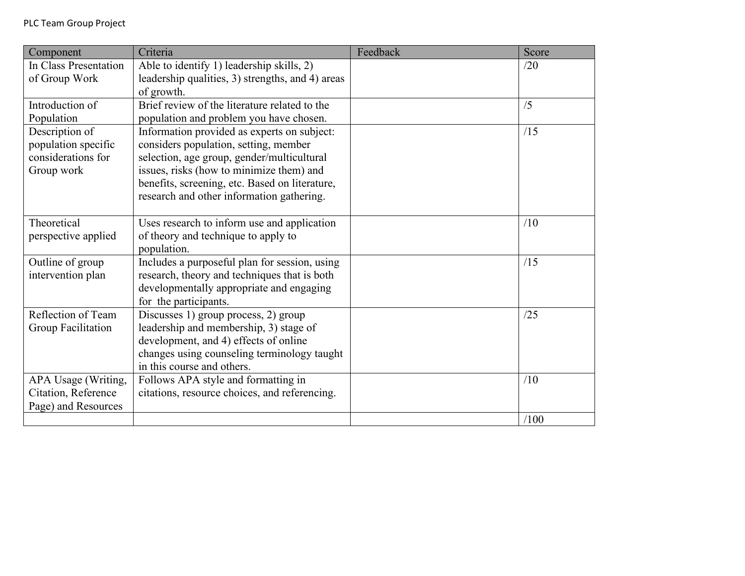PLC Team Group Project

| Component | Criteria | Feedback | Score |
|---|---|---|---|
| In Class Presentation of Group Work | Able to identify 1) leadership skills, 2) leadership qualities, 3) strengths, and 4) areas of growth. | | /20 |
| Introduction of Population | Brief review of the literature related to the population and problem you have chosen. | | /5 |
| Description of population specific considerations for Group work | Information provided as experts on subject: considers population, setting, member selection, age group, gender/multicultural issues, risks (how to minimize them) and benefits, screening, etc. Based on literature, research and other information gathering. | | /15 |
| Theoretical perspective applied | Uses research to inform use and application of theory and technique to apply to population. | | /10 |
| Outline of group intervention plan | Includes a purposeful plan for session, using research, theory and techniques that is both developmentally appropriate and engaging for the participants. | | /15 |
| Reflection of Team Group Facilitation | Discusses 1) group process, 2) group leadership and membership, 3) stage of development, and 4) effects of online changes using counseling terminology taught in this course and others. | | /25 |
| APA Usage (Writing, Citation, Reference Page) and Resources | Follows APA style and formatting in citations, resource choices, and referencing. | | /10 |
| | | | /100 |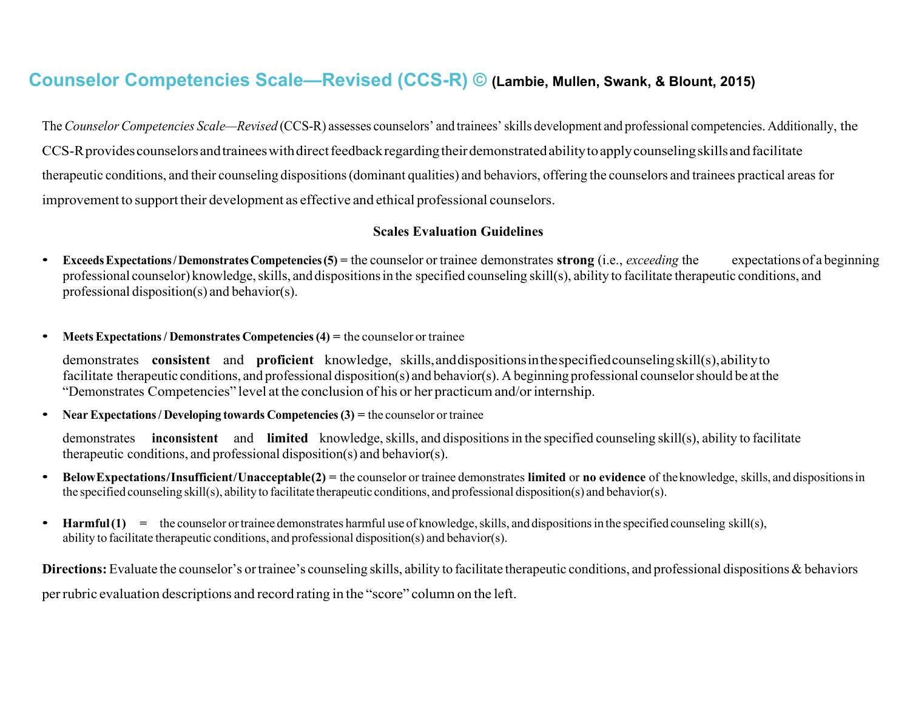# Counselor Competencies Scale—Revised (CCS-R) © (Lambie, Mullen, Swank, & Blount, 2015)

The *Counselor Competencies Scale—Revised* (CCS-R) assesses counselors' and trainees' skills development and professional competencies. Additionally, the CCS-R provides counselors and trainees with direct feedback regarding their demonstrated ability to apply counseling skills and facilitate therapeutic conditions, and their counseling dispositions (dominant qualities) and behaviors, offering the counselors and trainees practical areas for improvement to support their development as effective and ethical professional counselors.

### Scales Evaluation Guidelines

- **Exceeds Expectations / Demonstrates Competencies (5) =** the counselor or trainee demonstrates **strong** (i.e., *exceeding* the expectations of a beginning professional counselor) knowledge, skills, and dispositions in the specified counseling skill(s), ability to facilitate therapeutic conditions, and professional disposition(s) and behavior(s).

- **Meets Expectations / Demonstrates Competencies (4) =** the counselor or trainee

  demonstrates **consistent** and **proficient** knowledge, skills, and dispositions in the specified counseling skill(s), ability to facilitate therapeutic conditions, and professional disposition(s) and behavior(s). A beginning professional counselor should be at the "Demonstrates Competencies" level at the conclusion of his or her practicum and/or internship.

- **Near Expectations / Developing towards Competencies (3) =** the counselor or trainee

  demonstrates **inconsistent** and **limited** knowledge, skills, and dispositions in the specified counseling skill(s), ability to facilitate therapeutic conditions, and professional disposition(s) and behavior(s).

- **Below Expectations / Insufficient / Unacceptable (2) =** the counselor or trainee demonstrates **limited** or **no evidence** of the knowledge, skills, and dispositions in the specified counseling skill(s), ability to facilitate therapeutic conditions, and professional disposition(s) and behavior(s).

- **Harmful (1) =** the counselor or trainee demonstrates harmful use of knowledge, skills, and dispositions in the specified counseling skill(s), ability to facilitate therapeutic conditions, and professional disposition(s) and behavior(s).

**Directions:** Evaluate the counselor's or trainee's counseling skills, ability to facilitate therapeutic conditions, and professional dispositions & behaviors per rubric evaluation descriptions and record rating in the "score" column on the left.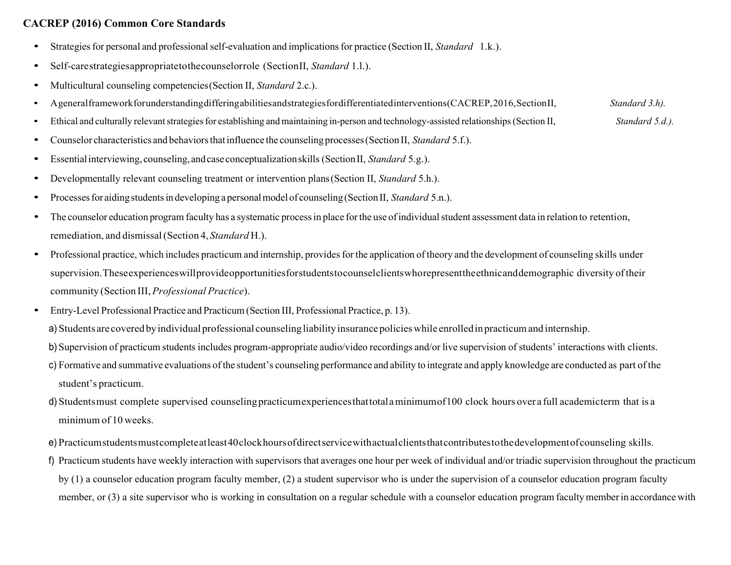**CACREP (2016) Common Core Standards**

- Strategies for personal and professional self-evaluation and implications for practice (Section II, *Standard* 1.k.).
- Self-care strategies appropriate to the counselor role (Section II, *Standard* 1.l.).
- Multicultural counseling competencies (Section II, *Standard* 2.c.).
- A general framework for understanding differing abilities and strategies for differentiated interventions (CACREP, 2016, Section II, *Standard 3.h).*
- Ethical and culturally relevant strategies for establishing and maintaining in-person and technology-assisted relationships (Section II, *Standard 5.d.).*
- Counselor characteristics and behaviors that influence the counseling processes (Section II, *Standard* 5.f.).
- Essential interviewing, counseling, and case conceptualization skills (Section II, *Standard* 5.g.).
- Developmentally relevant counseling treatment or intervention plans (Section II, *Standard* 5.h.).
- Processes for aiding students in developing a personal model of counseling (Section II, *Standard* 5.n.).
- The counselor education program faculty has a systematic process in place for the use of individual student assessment data in relation to retention, remediation, and dismissal (Section 4, *Standard* H.).
- Professional practice, which includes practicum and internship, provides for the application of theory and the development of counseling skills under supervision. These experiences will provide opportunities for students to counsel clients who represent the ethnic and demographic diversity of their community (Section III, *Professional Practice*).
- Entry-Level Professional Practice and Practicum (Section III, Professional Practice, p. 13).
  a) Students are covered by individual professional counseling liability insurance policies while enrolled in practicum and internship.
  b) Supervision of practicum students includes program-appropriate audio/video recordings and/or live supervision of students' interactions with clients.
  c) Formative and summative evaluations of the student's counseling performance and ability to integrate and apply knowledge are conducted as part of the student's practicum.
  d) Students must complete supervised counseling practicum experiences that total a minimum of 100 clock hours over a full academic term that is a minimum of 10 weeks.
  e) Practicum students must complete at least 40 clock hours of direct service with actual clients that contributes to the development of counseling skills.
  f) Practicum students have weekly interaction with supervisors that averages one hour per week of individual and/or triadic supervision throughout the practicum by (1) a counselor education program faculty member, (2) a student supervisor who is under the supervision of a counselor education program faculty member, or (3) a site supervisor who is working in consultation on a regular schedule with a counselor education program faculty member in accordance with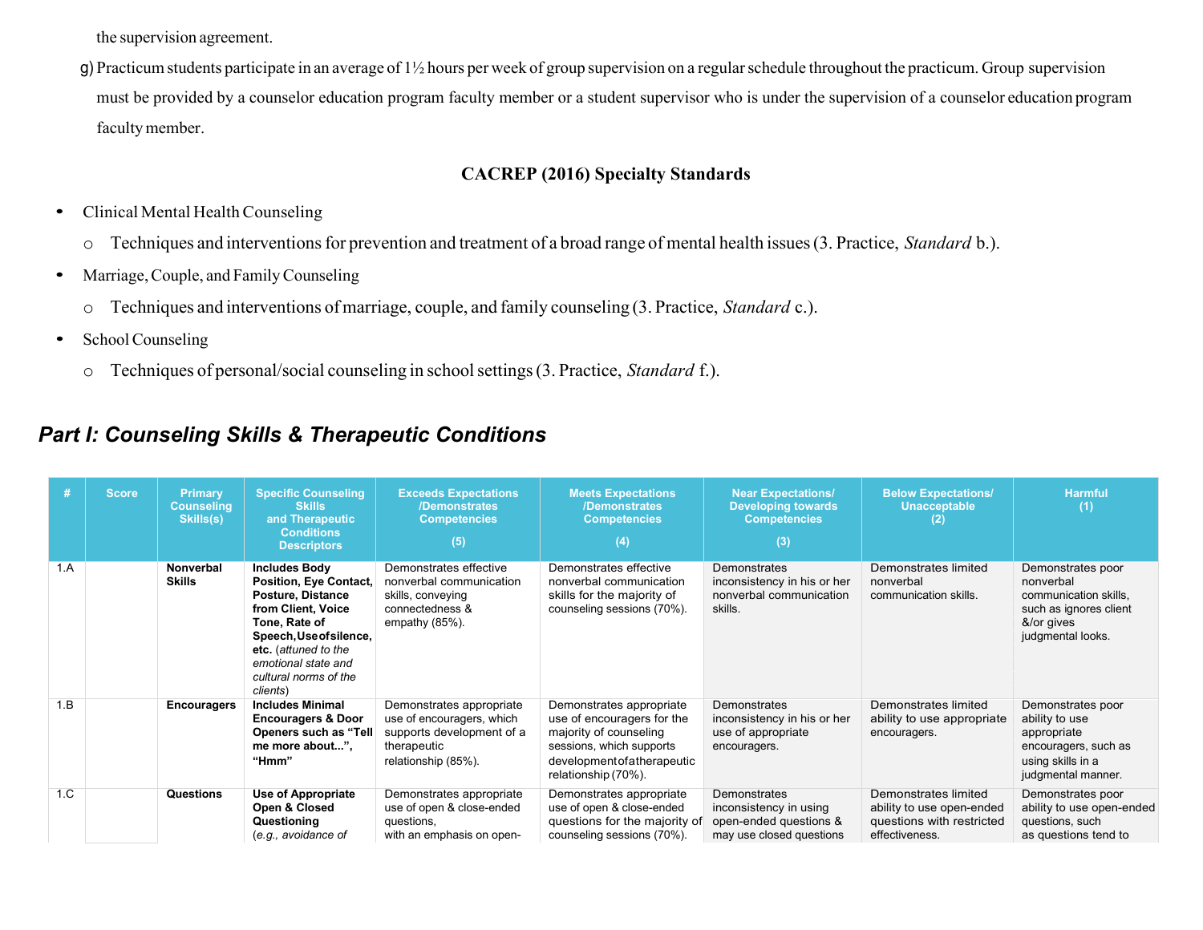the supervision agreement.

g) Practicum students participate in an average of 1½ hours per week of group supervision on a regular schedule throughout the practicum. Group supervision must be provided by a counselor education program faculty member or a student supervisor who is under the supervision of a counselor education program faculty member.

### CACREP (2016) Specialty Standards

- Clinical Mental Health Counseling
  - Techniques and interventions for prevention and treatment of a broad range of mental health issues (3. Practice, *Standard* b.).
- Marriage, Couple, and Family Counseling
  - Techniques and interventions of marriage, couple, and family counseling (3. Practice, *Standard* c.).
- School Counseling
  - Techniques of personal/social counseling in school settings (3. Practice, *Standard* f.).

## *Part I: Counseling Skills & Therapeutic Conditions*

| # | Score | Primary Counseling Skills(s) | Specific Counseling Skills and Therapeutic Conditions Descriptors | Exceeds Expectations /Demonstrates Competencies (5) | Meets Expectations /Demonstrates Competencies (4) | Near Expectations/ Developing towards Competencies (3) | Below Expectations/ Unacceptable (2) | Harmful (1) |
|---|---|---|---|---|---|---|---|---|
| 1.A | | **Nonverbal Skills** | **Includes Body Position, Eye Contact, Posture, Distance from Client, Voice Tone, Rate of Speech, Use of silence, etc.** (*attuned to the emotional state and cultural norms of the clients*) | Demonstrates effective nonverbal communication skills, conveying connectedness & empathy (85%). | Demonstrates effective nonverbal communication skills for the majority of counseling sessions (70%). | Demonstrates inconsistency in his or her nonverbal communication skills. | Demonstrates limited nonverbal communication skills. | Demonstrates poor nonverbal communication skills, such as ignores client &/or gives judgmental looks. |
| 1.B | | **Encouragers** | **Includes Minimal Encouragers & Door Openers such as "Tell me more about...", "Hmm"** | Demonstrates appropriate use of encouragers, which supports development of a therapeutic relationship (85%). | Demonstrates appropriate use of encouragers for the majority of counseling sessions, which supports development of a therapeutic relationship (70%). | Demonstrates inconsistency in his or her use of appropriate encouragers. | Demonstrates limited ability to use appropriate encouragers. | Demonstrates poor ability to use appropriate encouragers, such as using skills in a judgmental manner. |
| 1.C | | **Questions** | **Use of Appropriate Open & Closed Questioning** (*e.g., avoidance of* | Demonstrates appropriate use of open & close-ended questions, with an emphasis on open- | Demonstrates appropriate use of open & close-ended questions for the majority of counseling sessions (70%). | Demonstrates inconsistency in using open-ended questions & may use closed questions | Demonstrates limited ability to use open-ended questions with restricted effectiveness. | Demonstrates poor ability to use open-ended questions, such as questions tend to |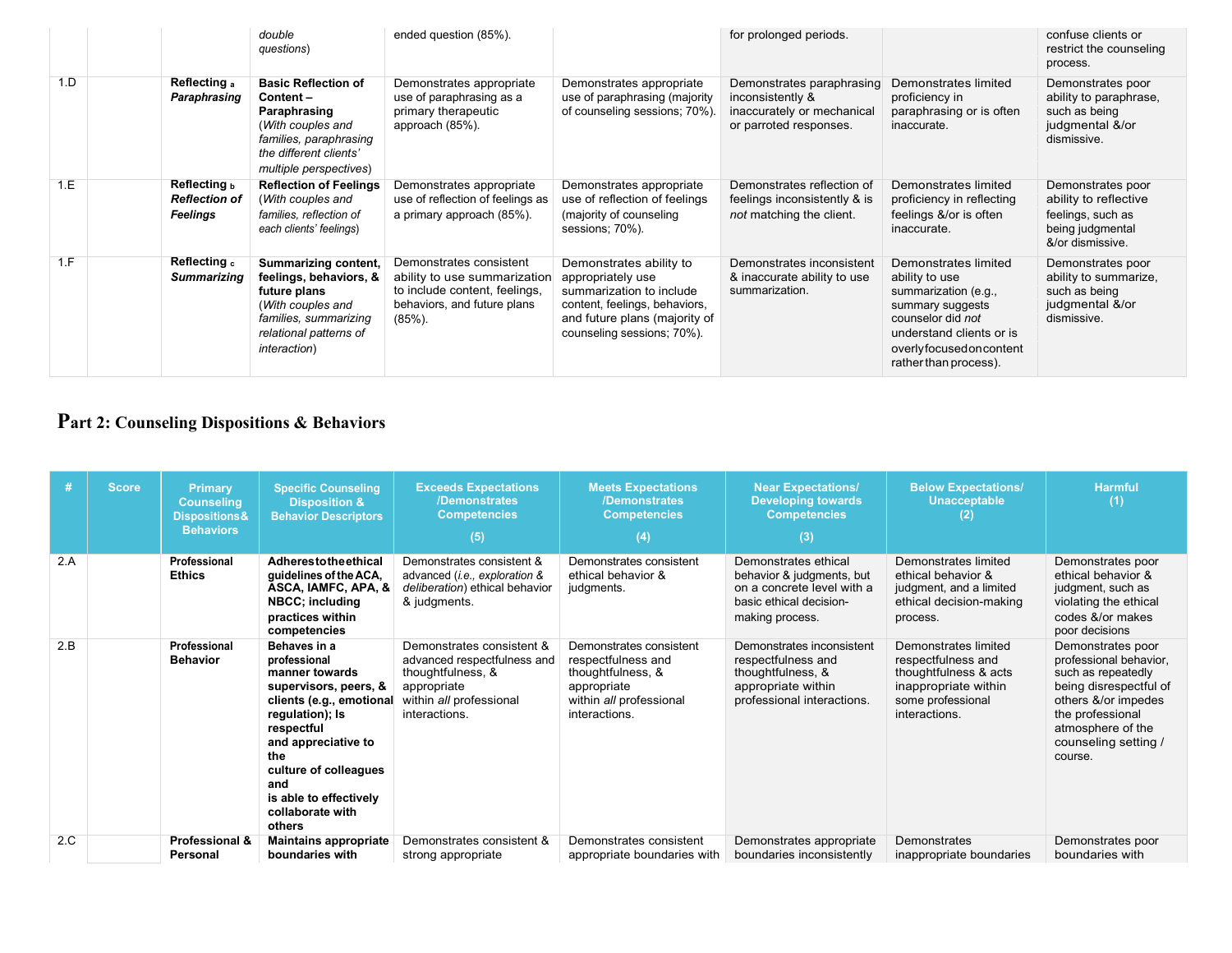| | | | *double questions*) | ended question (85%). | | for prolonged periods. | | confuse clients or restrict the counseling process. |
|---|---|---|---|---|---|---|---|---|
| 1.D | | **Reflecting** a ***Paraphrasing*** | **Basic Reflection of Content – Paraphrasing** (*With couples and families, paraphrasing the different clients' multiple perspectives*) | Demonstrates appropriate use of paraphrasing as a primary therapeutic approach (85%). | Demonstrates appropriate use of paraphrasing (majority of counseling sessions; 70%). | Demonstrates paraphrasing inconsistently & inaccurately or mechanical or parroted responses. | Demonstrates limited proficiency in paraphrasing or is often inaccurate. | Demonstrates poor ability to paraphrase, such as being judgmental &/or dismissive. |
| 1.E | | **Reflecting** b ***Reflection of Feelings*** | **Reflection of Feelings** (*With couples and families, reflection of each clients' feelings*) | Demonstrates appropriate use of reflection of feelings as a primary approach (85%). | Demonstrates appropriate use of reflection of feelings (majority of counseling sessions; 70%). | Demonstrates reflection of feelings inconsistently & is *not* matching the client. | Demonstrates limited proficiency in reflecting feelings &/or is often inaccurate. | Demonstrates poor ability to reflective feelings, such as being judgmental &/or dismissive. |
| 1.F | | **Reflecting** c ***Summarizing*** | **Summarizing content, feelings, behaviors, & future plans** (*With couples and families, summarizing relational patterns of interaction*) | Demonstrates consistent ability to use summarization to include content, feelings, behaviors, and future plans (85%). | Demonstrates ability to appropriately use summarization to include content, feelings, behaviors, and future plans (majority of counseling sessions; 70%). | Demonstrates inconsistent & inaccurate ability to use summarization. | Demonstrates limited ability to use summarization (e.g., summary suggests counselor did *not* understand clients or is overly focused on content rather than process). | Demonstrates poor ability to summarize, such as being judgmental &/or dismissive. |

# Part 2: Counseling Dispositions & Behaviors

| # | Score | Primary Counseling Dispositions & Behaviors | Specific Counseling Disposition & Behavior Descriptors | Exceeds Expectations /Demonstrates Competencies (5) | Meets Expectations /Demonstrates Competencies (4) | Near Expectations/ Developing towards Competencies (3) | Below Expectations/ Unacceptable (2) | Harmful (1) |
|---|---|---|---|---|---|---|---|---|
| 2.A | | **Professional Ethics** | **Adheres to the ethical guidelines of the ACA, ASCA, IAMFC, APA, & NBCC; including practices within competencies** | Demonstrates consistent & advanced (*i.e., exploration & deliberation*) ethical behavior & judgments. | Demonstrates consistent ethical behavior & judgments. | Demonstrates ethical behavior & judgments, but on a concrete level with a basic ethical decision-making process. | Demonstrates limited ethical behavior & judgment, and a limited ethical decision-making process. | Demonstrates poor ethical behavior & judgment, such as violating the ethical codes &/or makes poor decisions |
| 2.B | | **Professional Behavior** | **Behaves in a professional manner towards supervisors, peers, & clients (e.g., emotional regulation); Is respectful and appreciative to the culture of colleagues and is able to effectively collaborate with others** | Demonstrates consistent & advanced respectfulness and thoughtfulness, & appropriate within *all* professional interactions. | Demonstrates consistent respectfulness and thoughtfulness, & appropriate within *all* professional interactions. | Demonstrates inconsistent respectfulness and thoughtfulness, & appropriate within professional interactions. | Demonstrates limited respectfulness and thoughtfulness & acts inappropriate within some professional interactions. | Demonstrates poor professional behavior, such as repeatedly being disrespectful of others &/or impedes the professional atmosphere of the counseling setting / course. |
| 2.C | | **Professional & Personal** | **Maintains appropriate boundaries with** | Demonstrates consistent & strong appropriate | Demonstrates consistent appropriate boundaries with | Demonstrates appropriate boundaries inconsistently | Demonstrates inappropriate boundaries | Demonstrates poor boundaries with |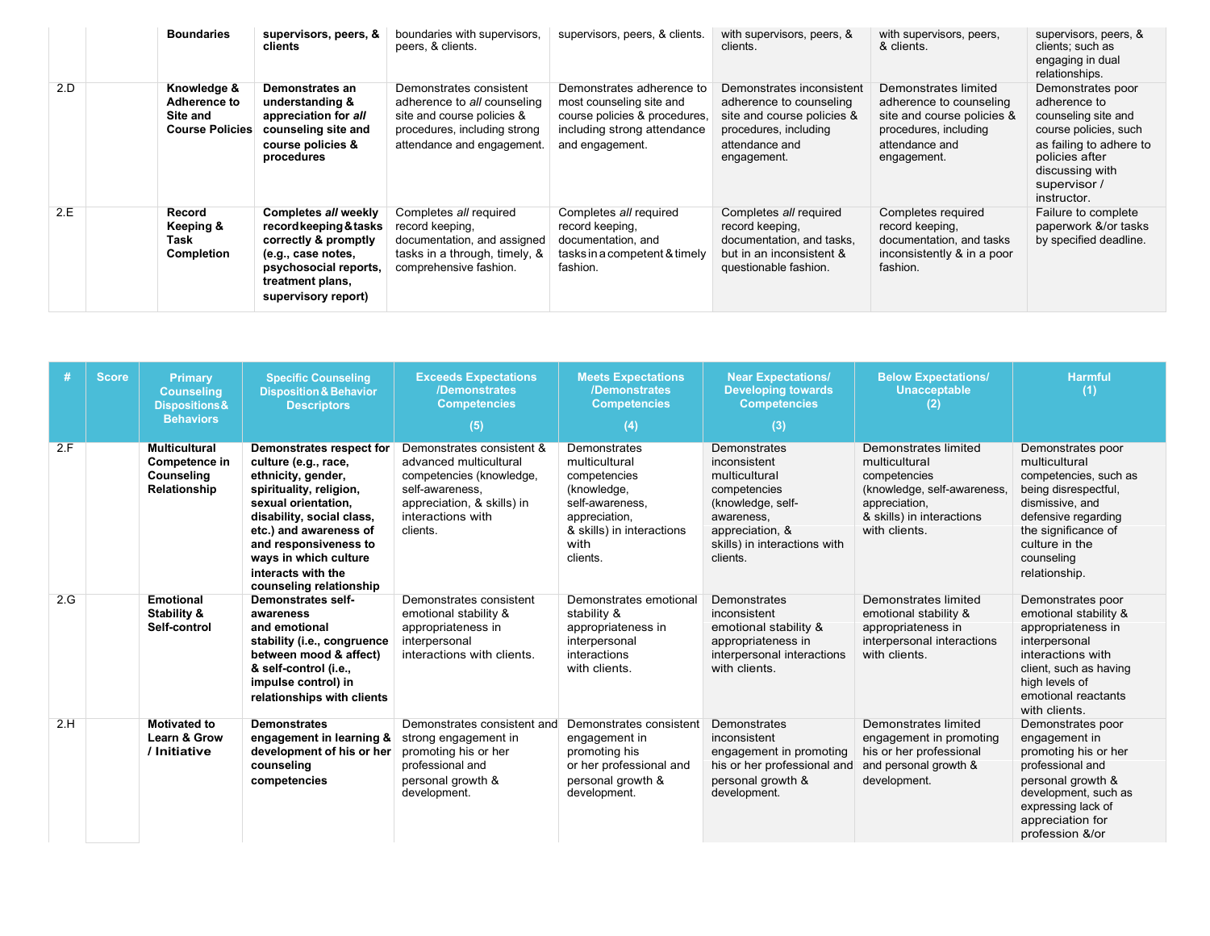| # | Score | Primary Counseling Dispositions & Behaviors | Specific Counseling Disposition & Behavior Descriptors | Exceeds Expectations /Demonstrates Competencies (5) | Meets Expectations /Demonstrates Competencies (4) | Near Expectations/ Developing towards Competencies (3) | Below Expectations/ Unacceptable (2) | Harmful (1) |
|---|---|---|---|---|---|---|---|---|
| | | **Boundaries** | **supervisors, peers, & clients** | boundaries with supervisors, peers, & clients. | supervisors, peers, & clients. | with supervisors, peers, & clients. | with supervisors, peers, & clients. | supervisors, peers, & clients; such as engaging in dual relationships. |
| 2.D | | **Knowledge & Adherence to Site and Course Policies** | **Demonstrates an understanding & appreciation for *all* counseling site and course policies & procedures** | Demonstrates consistent adherence to *all* counseling site and course policies & procedures, including strong attendance and engagement. | Demonstrates adherence to most counseling site and course policies & procedures, including strong attendance and engagement. | Demonstrates inconsistent adherence to counseling site and course policies & procedures, including attendance and engagement. | Demonstrates limited adherence to counseling site and course policies & procedures, including attendance and engagement. | Demonstrates poor adherence to counseling site and course policies, such as failing to adhere to policies after discussing with supervisor / instructor. |
| 2.E | | **Record Keeping & Task Completion** | **Completes *all* weekly recordkeeping & tasks correctly & promptly (e.g., case notes, psychosocial reports, treatment plans, supervisory report)** | Completes *all* required record keeping, documentation, and assigned tasks in a through, timely, & comprehensive fashion. | Completes *all* required record keeping, documentation, and tasks in a competent & timely fashion. | Completes *all* required record keeping, documentation, and tasks, but in an inconsistent & questionable fashion. | Completes required record keeping, documentation, and tasks inconsistently & in a poor fashion. | Failure to complete paperwork &/or tasks by specified deadline. |

| # | Score | Primary Counseling Dispositions & Behaviors | Specific Counseling Disposition & Behavior Descriptors | Exceeds Expectations /Demonstrates Competencies (5) | Meets Expectations /Demonstrates Competencies (4) | Near Expectations/ Developing towards Competencies (3) | Below Expectations/ Unacceptable (2) | Harmful (1) |
|---|---|---|---|---|---|---|---|---|
| 2.F | | **Multicultural Competence in Counseling Relationship** | **Demonstrates respect for culture (e.g., race, ethnicity, gender, spirituality, religion, sexual orientation, disability, social class, etc.) and awareness of and responsiveness to ways in which culture interacts with the counseling relationship** | Demonstrates consistent & advanced multicultural competencies (knowledge, self-awareness, appreciation, & skills) in interactions with clients. | Demonstrates multicultural competencies (knowledge, self-awareness, appreciation, & skills) in interactions with clients. | Demonstrates inconsistent multicultural competencies (knowledge, self-awareness, appreciation, & skills) in interactions with clients. | Demonstrates limited multicultural competencies (knowledge, self-awareness, appreciation, & skills) in interactions with clients. | Demonstrates poor multicultural competencies, such as being disrespectful, dismissive, and defensive regarding the significance of culture in the counseling relationship. |
| 2.G | | **Emotional Stability & Self-control** | **Demonstrates self-awareness and emotional stability (i.e., congruence between mood & affect) & self-control (i.e., impulse control) in relationships with clients** | Demonstrates consistent emotional stability & appropriateness in interpersonal interactions with clients. | Demonstrates emotional stability & appropriateness in interpersonal interactions with clients. | Demonstrates inconsistent emotional stability & appropriateness in interpersonal interactions with clients. | Demonstrates limited emotional stability & appropriateness in interpersonal interactions with clients. | Demonstrates poor emotional stability & appropriateness in interpersonal interactions with client, such as having high levels of emotional reactants with clients. |
| 2.H | | **Motivated to Learn & Grow / Initiative** | **Demonstrates engagement in learning & development of his or her counseling competencies** | Demonstrates consistent and strong engagement in promoting his or her professional and personal growth & development. | Demonstrates consistent engagement in promoting his or her professional and personal growth & development. | Demonstrates inconsistent engagement in promoting his or her professional and personal growth & development. | Demonstrates limited engagement in promoting his or her professional and personal growth & development. | Demonstrates poor engagement in promoting his or her professional and personal growth & development, such as expressing lack of appreciation for profession &/or |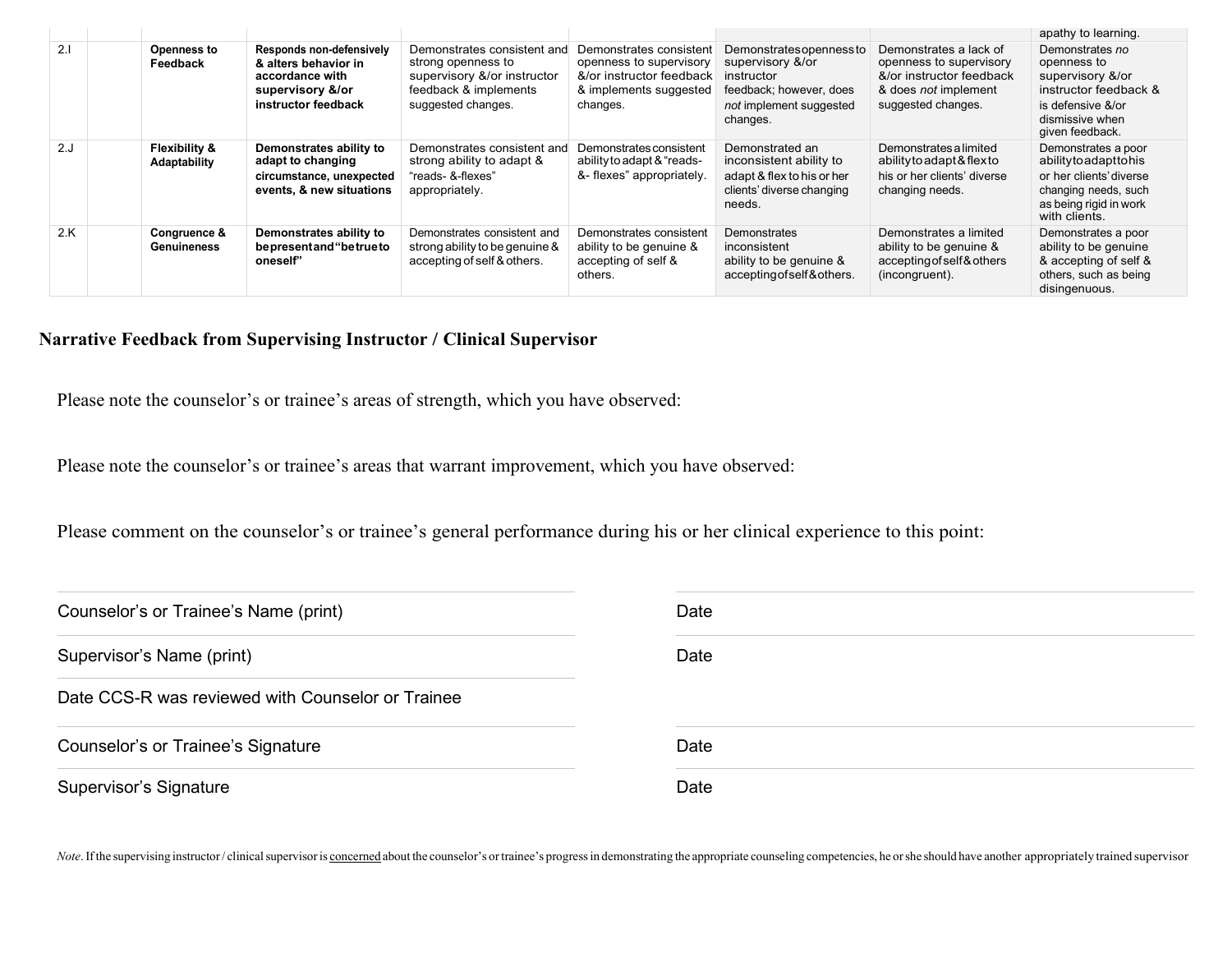| | | | | | | | | |
|---|---|---|---|---|---|---|---|---|
| | | | | | | | | apathy to learning. |
| 2.I | | **Openness to Feedback** | **Responds non-defensively & alters behavior in accordance with supervisory &/or instructor feedback** | Demonstrates consistent and strong openness to supervisory &/or instructor feedback & implements suggested changes. | Demonstrates consistent openness to supervisory &/or instructor feedback & implements suggested changes. | Demonstrates openness to supervisory &/or instructor feedback; however, does *not* implement suggested changes. | Demonstrates a lack of openness to supervisory &/or instructor feedback & does *not* implement suggested changes. | Demonstrates *no* openness to supervisory &/or instructor feedback & is defensive &/or dismissive when given feedback. |
| 2.J | | **Flexibility & Adaptability** | **Demonstrates ability to adapt to changing circumstance, unexpected events, & new situations** | Demonstrates consistent and strong ability to adapt & "reads- &-flexes" appropriately. | Demonstrates consistent ability to adapt & "reads- &- flexes" appropriately. | Demonstrated an inconsistent ability to adapt & flex to his or her clients' diverse changing needs. | Demonstrates a limited ability to adapt & flex to his or her clients' diverse changing needs. | Demonstrates a poor ability to adapt to his or her clients' diverse changing needs, such as being rigid in work with clients. |
| 2.K | | **Congruence & Genuineness** | **Demonstrates ability to be present and "be true to oneself"** | Demonstrates consistent and strong ability to be genuine & accepting of self & others. | Demonstrates consistent ability to be genuine & accepting of self & others. | Demonstrates inconsistent ability to be genuine & accepting of self & others. | Demonstrates a limited ability to be genuine & accepting of self & others (incongruent). | Demonstrates a poor ability to be genuine & accepting of self & others, such as being disingenuous. |

**Narrative Feedback from Supervising Instructor / Clinical Supervisor**

Please note the counselor's or trainee's areas of strength, which you have observed:

Please note the counselor's or trainee's areas that warrant improvement, which you have observed:

Please comment on the counselor's or trainee's general performance during his or her clinical experience to this point:

Counselor's or Trainee's Name (print) ______________________ Date ______________________

Supervisor's Name (print) ______________________ Date ______________________

Date CCS-R was reviewed with Counselor or Trainee ______________________

Counselor's or Trainee's Signature ______________________ Date ______________________

Supervisor's Signature ______________________ Date ______________________

*Note*. If the supervising instructor / clinical supervisor is concerned about the counselor's or trainee's progress in demonstrating the appropriate counseling competencies, he or she should have another appropriately trained supervisor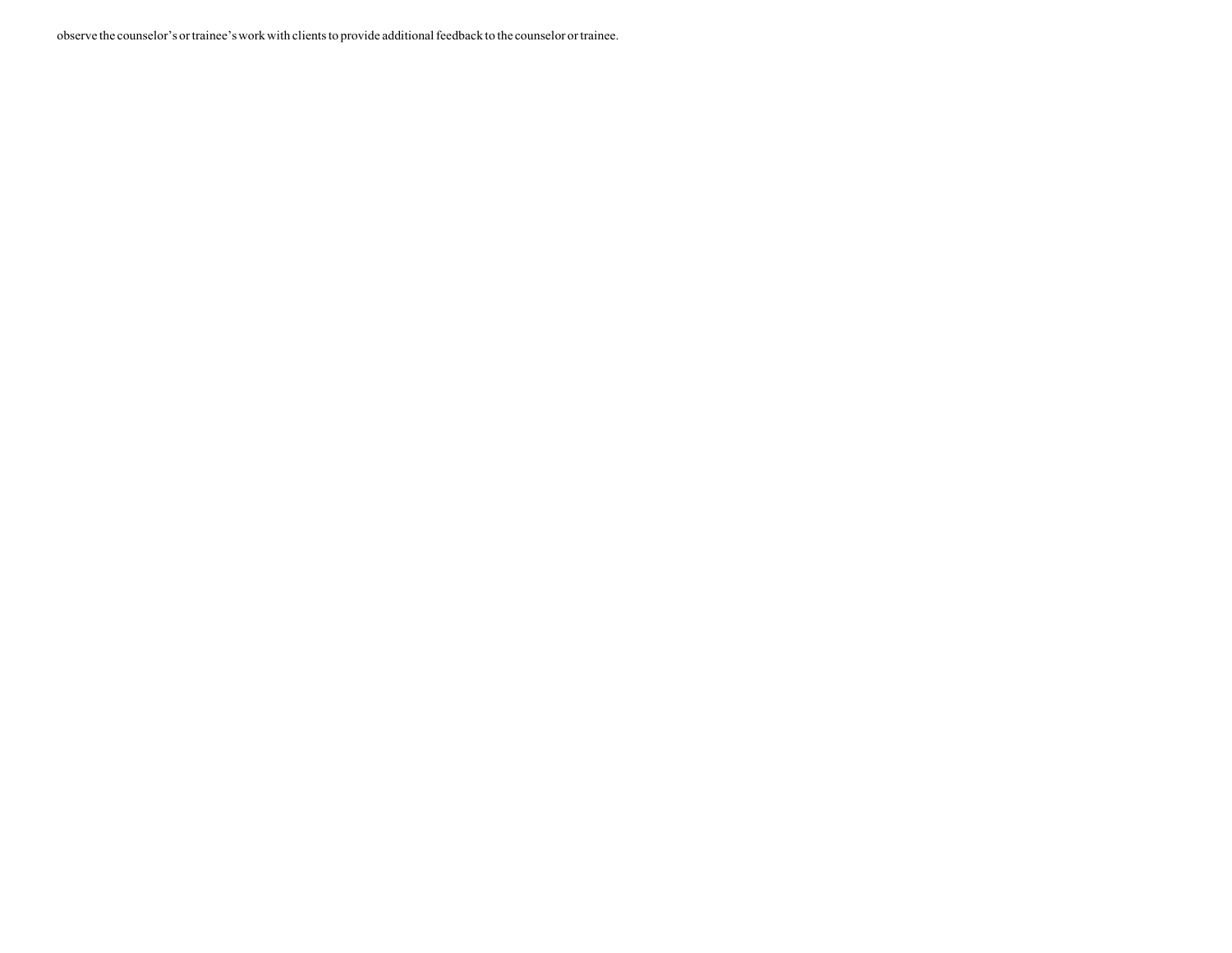observe the counselor's or trainee's work with clients to provide additional feedback to the counselor or trainee.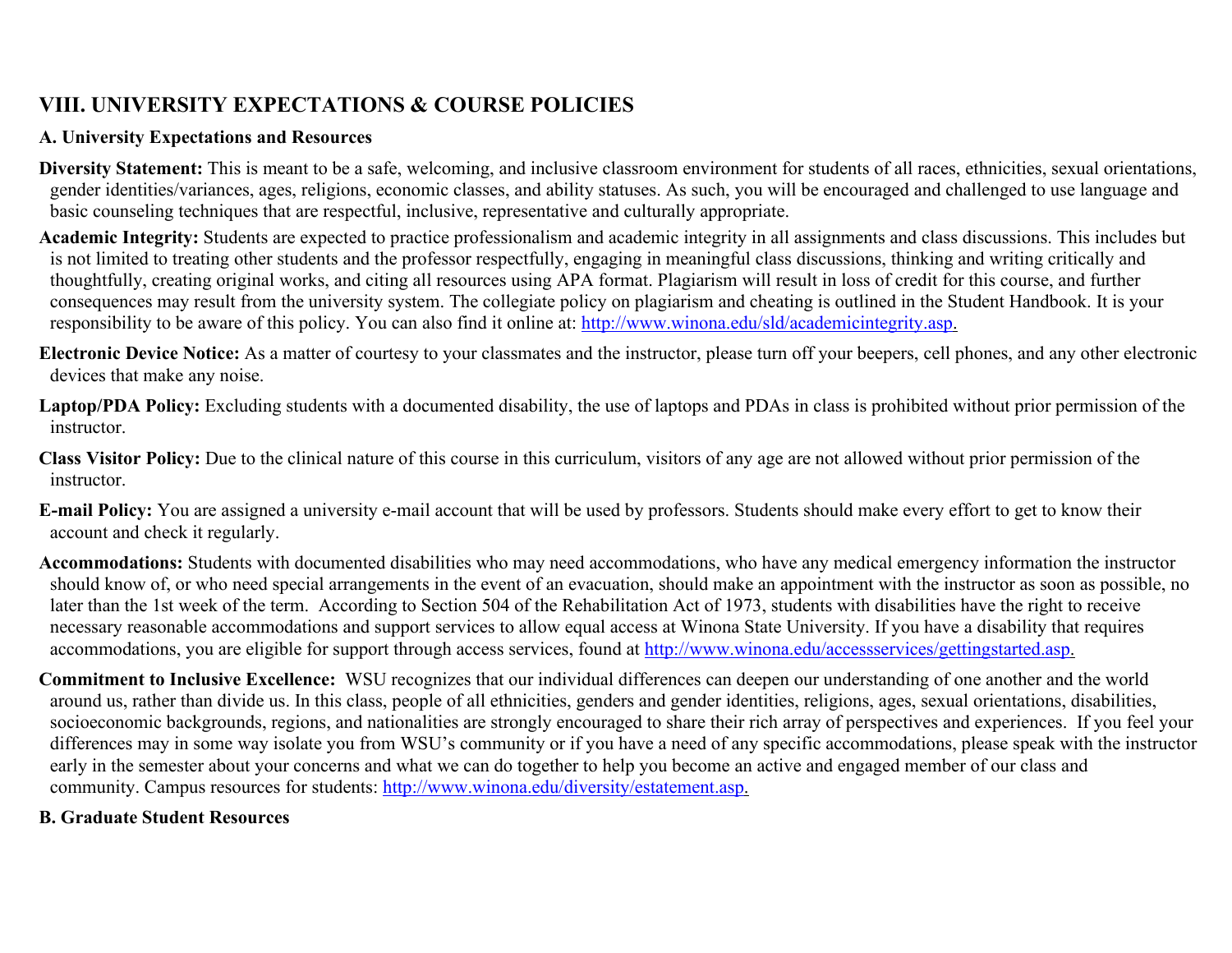## VIII. UNIVERSITY EXPECTATIONS & COURSE POLICIES

### A. University Expectations and Resources

**Diversity Statement:** This is meant to be a safe, welcoming, and inclusive classroom environment for students of all races, ethnicities, sexual orientations, gender identities/variances, ages, religions, economic classes, and ability statuses. As such, you will be encouraged and challenged to use language and basic counseling techniques that are respectful, inclusive, representative and culturally appropriate.

**Academic Integrity:** Students are expected to practice professionalism and academic integrity in all assignments and class discussions. This includes but is not limited to treating other students and the professor respectfully, engaging in meaningful class discussions, thinking and writing critically and thoughtfully, creating original works, and citing all resources using APA format. Plagiarism will result in loss of credit for this course, and further consequences may result from the university system. The collegiate policy on plagiarism and cheating is outlined in the Student Handbook. It is your responsibility to be aware of this policy. You can also find it online at: http://www.winona.edu/sld/academicintegrity.asp.

**Electronic Device Notice:** As a matter of courtesy to your classmates and the instructor, please turn off your beepers, cell phones, and any other electronic devices that make any noise.

**Laptop/PDA Policy:** Excluding students with a documented disability, the use of laptops and PDAs in class is prohibited without prior permission of the instructor.

**Class Visitor Policy:** Due to the clinical nature of this course in this curriculum, visitors of any age are not allowed without prior permission of the instructor.

**E-mail Policy:** You are assigned a university e-mail account that will be used by professors. Students should make every effort to get to know their account and check it regularly.

**Accommodations:** Students with documented disabilities who may need accommodations, who have any medical emergency information the instructor should know of, or who need special arrangements in the event of an evacuation, should make an appointment with the instructor as soon as possible, no later than the 1st week of the term. According to Section 504 of the Rehabilitation Act of 1973, students with disabilities have the right to receive necessary reasonable accommodations and support services to allow equal access at Winona State University. If you have a disability that requires accommodations, you are eligible for support through access services, found at http://www.winona.edu/accessservices/gettingstarted.asp.

**Commitment to Inclusive Excellence:** WSU recognizes that our individual differences can deepen our understanding of one another and the world around us, rather than divide us. In this class, people of all ethnicities, genders and gender identities, religions, ages, sexual orientations, disabilities, socioeconomic backgrounds, regions, and nationalities are strongly encouraged to share their rich array of perspectives and experiences. If you feel your differences may in some way isolate you from WSU's community or if you have a need of any specific accommodations, please speak with the instructor early in the semester about your concerns and what we can do together to help you become an active and engaged member of our class and community. Campus resources for students: http://www.winona.edu/diversity/estatement.asp.

### B. Graduate Student Resources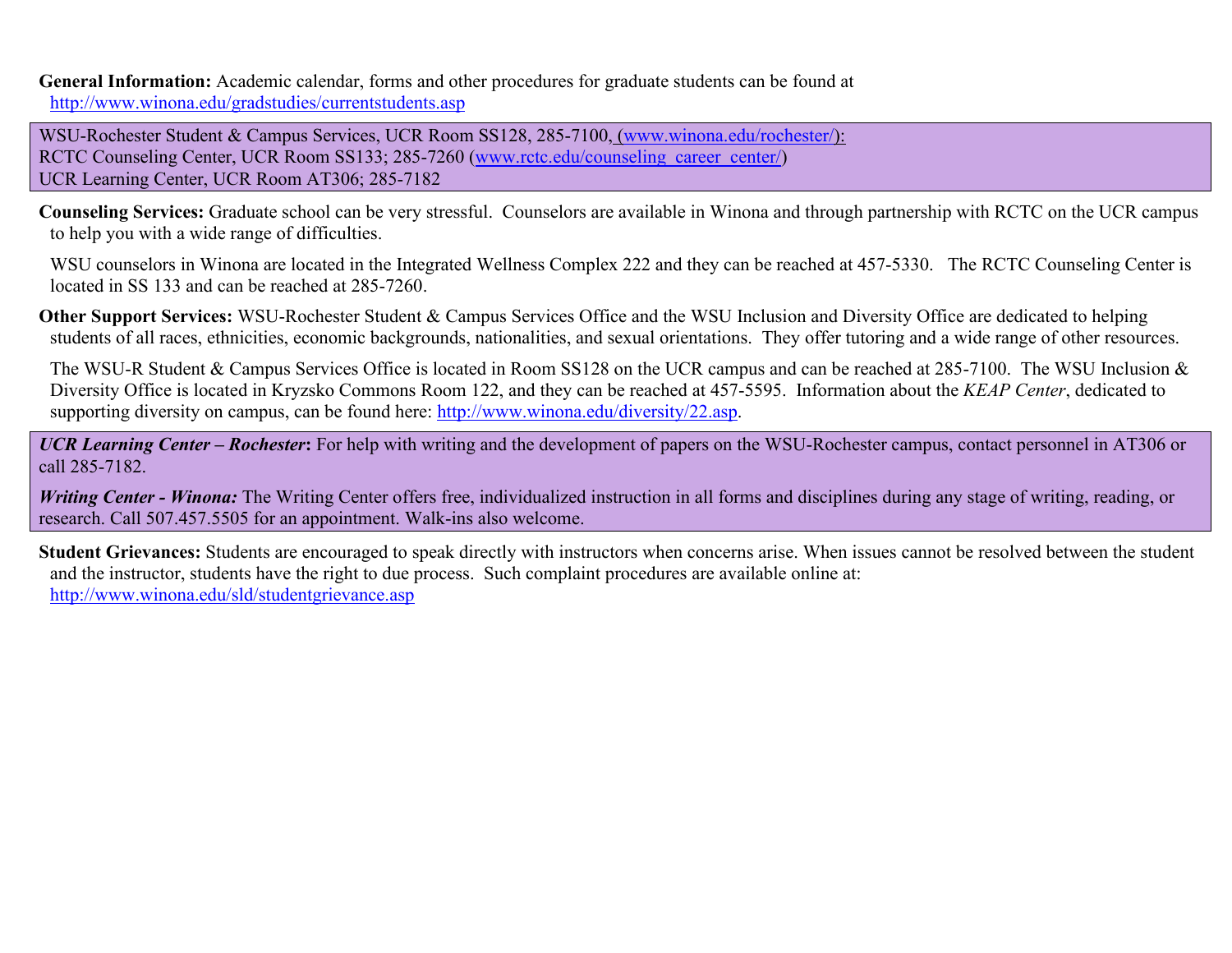**General Information:** Academic calendar, forms and other procedures for graduate students can be found at http://www.winona.edu/gradstudies/currentstudents.asp

WSU-Rochester Student & Campus Services, UCR Room SS128, 285-7100, (www.winona.edu/rochester/):
RCTC Counseling Center, UCR Room SS133; 285-7260 (www.rctc.edu/counseling_career_center/)
UCR Learning Center, UCR Room AT306; 285-7182

**Counseling Services:** Graduate school can be very stressful. Counselors are available in Winona and through partnership with RCTC on the UCR campus to help you with a wide range of difficulties.

WSU counselors in Winona are located in the Integrated Wellness Complex 222 and they can be reached at 457-5330. The RCTC Counseling Center is located in SS 133 and can be reached at 285-7260.

**Other Support Services:** WSU-Rochester Student & Campus Services Office and the WSU Inclusion and Diversity Office are dedicated to helping students of all races, ethnicities, economic backgrounds, nationalities, and sexual orientations. They offer tutoring and a wide range of other resources.

The WSU-R Student & Campus Services Office is located in Room SS128 on the UCR campus and can be reached at 285-7100. The WSU Inclusion & Diversity Office is located in Kryzsko Commons Room 122, and they can be reached at 457-5595. Information about the *KEAP Center*, dedicated to supporting diversity on campus, can be found here: http://www.winona.edu/diversity/22.asp.

***UCR Learning Center – Rochester*:** For help with writing and the development of papers on the WSU-Rochester campus, contact personnel in AT306 or call 285-7182.

***Writing Center - Winona:*** The Writing Center offers free, individualized instruction in all forms and disciplines during any stage of writing, reading, or research. Call 507.457.5505 for an appointment. Walk-ins also welcome.

**Student Grievances:** Students are encouraged to speak directly with instructors when concerns arise. When issues cannot be resolved between the student and the instructor, students have the right to due process. Such complaint procedures are available online at: http://www.winona.edu/sld/studentgrievance.asp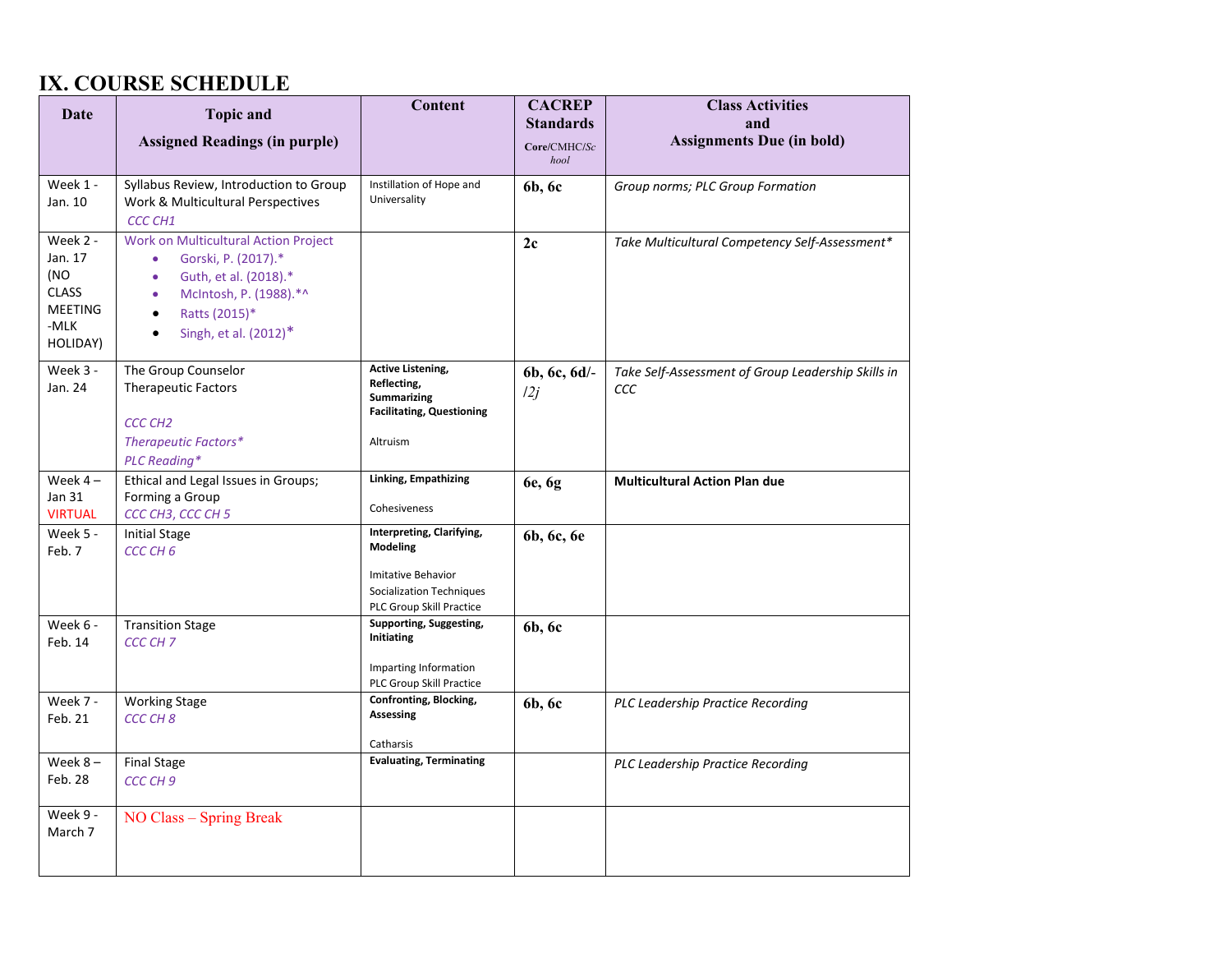# IX. COURSE SCHEDULE

| Date | Topic and Assigned Readings (in purple) | Content | CACREP Standards Core/CMHC/School | Class Activities and Assignments Due (in bold) |
|---|---|---|---|---|
| Week 1 - Jan. 10 | Syllabus Review, Introduction to Group Work & Multicultural Perspectives<br>*CCC CH1* | Instillation of Hope and Universality | **6b, 6c** | *Group norms; PLC Group Formation* |
| Week 2 - Jan. 17 (NO CLASS MEETING -MLK HOLIDAY) | Work on Multicultural Action Project<br>• Gorski, P. (2017).*<br>• Guth, et al. (2018).*<br>• McIntosh, P. (1988).*^<br>• Ratts (2015)*<br>• Singh, et al. (2012)* | | **2c** | *Take Multicultural Competency Self-Assessment** |
| Week 3 - Jan. 24 | The Group Counselor<br>Therapeutic Factors<br><br>*CCC CH2*<br>*Therapeutic Factors**<br>*PLC Reading** | **Active Listening, Reflecting, Summarizing Facilitating, Questioning**<br><br>Altruism | **6b, 6c, 6d/-/2j** | *Take Self-Assessment of Group Leadership Skills in CCC* |
| Week 4 – Jan 31 VIRTUAL | Ethical and Legal Issues in Groups; Forming a Group<br>*CCC CH3, CCC CH 5* | **Linking, Empathizing**<br><br>Cohesiveness | **6e, 6g** | **Multicultural Action Plan due** |
| Week 5 - Feb. 7 | Initial Stage<br>*CCC CH 6* | **Interpreting, Clarifying, Modeling**<br><br>Imitative Behavior<br>Socialization Techniques<br>PLC Group Skill Practice | **6b, 6c, 6e** | |
| Week 6 - Feb. 14 | Transition Stage<br>*CCC CH 7* | **Supporting, Suggesting, Initiating**<br><br>Imparting Information<br>PLC Group Skill Practice | **6b, 6c** | |
| Week 7 - Feb. 21 | Working Stage<br>*CCC CH 8* | **Confronting, Blocking, Assessing**<br><br>Catharsis | **6b, 6c** | *PLC Leadership Practice Recording* |
| Week 8 – Feb. 28 | Final Stage<br>*CCC CH 9* | **Evaluating, Terminating** | | *PLC Leadership Practice Recording* |
| Week 9 - March 7 | NO Class – Spring Break | | | |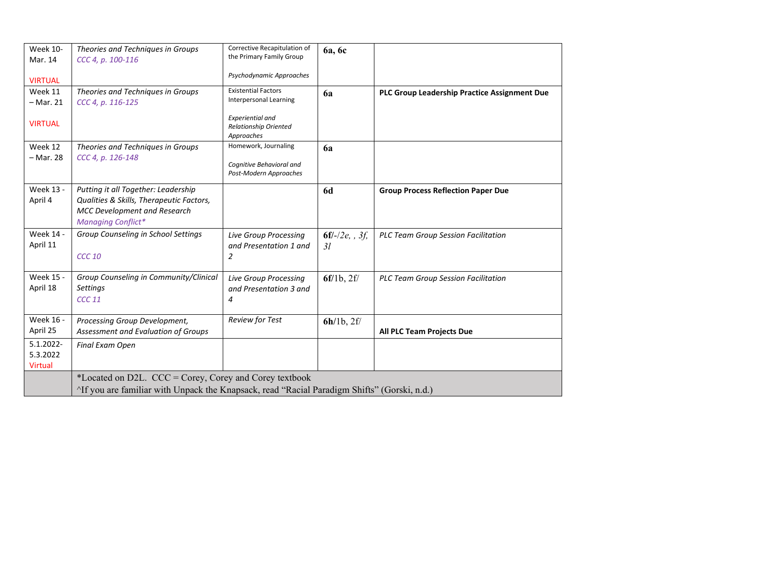| | | | | |
|---|---|---|---|---|
| Week 10- Mar. 14<br><br>VIRTUAL | *Theories and Techniques in Groups*<br>*CCC 4, p. 100-116* | Corrective Recapitulation of the Primary Family Group<br><br>*Psychodynamic Approaches* | **6a, 6c** | |
| Week 11 – Mar. 21<br><br>VIRTUAL | *Theories and Techniques in Groups*<br>*CCC 4, p. 116-125* | Existential Factors Interpersonal Learning<br><br>*Experiential and Relationship Oriented Approaches* | **6a** | **PLC Group Leadership Practice Assignment Due** |
| Week 12 – Mar. 28 | *Theories and Techniques in Groups*<br>*CCC 4, p. 126-148* | Homework, Journaling<br><br>*Cognitive Behavioral and Post-Modern Approaches* | **6a** | |
| Week 13 - April 4 | *Putting it all Together: Leadership Qualities & Skills, Therapeutic Factors, MCC Development and Research*<br>*Managing Conflict** | | **6d** | **Group Process Reflection Paper Due** |
| Week 14 - April 11 | *Group Counseling in School Settings*<br><br>*CCC 10* | *Live Group Processing and Presentation 1 and 2* | **6f**/-/*2e, , 3f, 3l* | *PLC Team Group Session Facilitation* |
| Week 15 - April 18 | *Group Counseling in Community/Clinical Settings*<br>*CCC 11* | *Live Group Processing and Presentation 3 and 4* | **6f**/1b, 2f/ | *PLC Team Group Session Facilitation* |
| Week 16 - April 25 | *Processing Group Development, Assessment and Evaluation of Groups* | *Review for Test* | **6h**/1b, 2f/ | **All PLC Team Projects Due** |
| 5.1.2022-5.3.2022<br>Virtual | *Final Exam Open* | | | |
| | *Located on D2L. CCC = Corey, Corey and Corey textbook<br>^If you are familiar with Unpack the Knapsack, read "Racial Paradigm Shifts" (Gorski, n.d.) | | | |